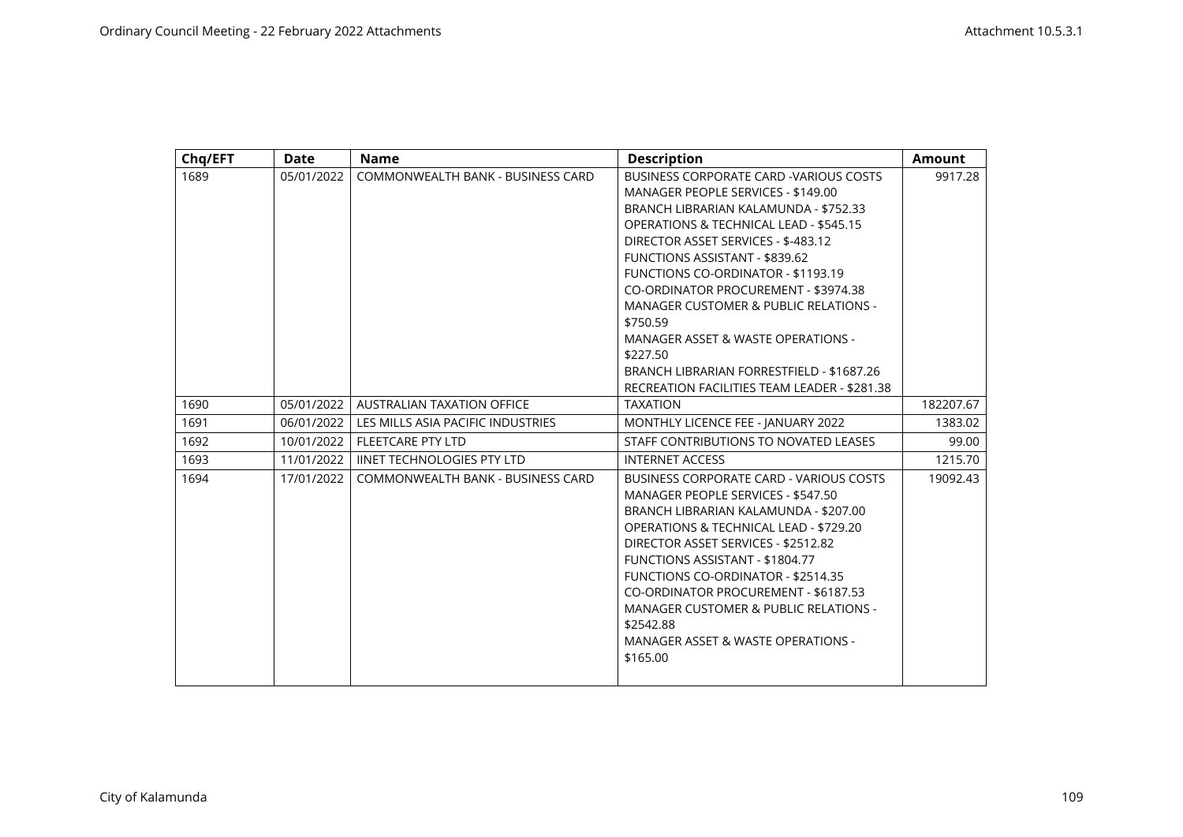| Chq/EFT | Date | Name | Description | Amount |
|---|---|---|---|---|
| 1689 | 05/01/2022 | COMMONWEALTH BANK - BUSINESS CARD | BUSINESS CORPORATE CARD -VARIOUS COSTS<br>MANAGER PEOPLE SERVICES - $149.00<br>BRANCH LIBRARIAN KALAMUNDA - $752.33<br>OPERATIONS & TECHNICAL LEAD - $545.15<br>DIRECTOR ASSET SERVICES - $-483.12<br>FUNCTIONS ASSISTANT - $839.62<br>FUNCTIONS CO-ORDINATOR - $1193.19<br>CO-ORDINATOR PROCUREMENT - $3974.38<br>MANAGER CUSTOMER & PUBLIC RELATIONS - $750.59<br>MANAGER ASSET & WASTE OPERATIONS - $227.50<br>BRANCH LIBRARIAN FORRESTFIELD - $1687.26<br>RECREATION FACILITIES TEAM LEADER - $281.38 | 9917.28 |
| 1690 | 05/01/2022 | AUSTRALIAN TAXATION OFFICE | TAXATION | 182207.67 |
| 1691 | 06/01/2022 | LES MILLS ASIA PACIFIC INDUSTRIES | MONTHLY LICENCE FEE - JANUARY 2022 | 1383.02 |
| 1692 | 10/01/2022 | FLEETCARE PTY LTD | STAFF CONTRIBUTIONS TO NOVATED LEASES | 99.00 |
| 1693 | 11/01/2022 | IINET TECHNOLOGIES PTY LTD | INTERNET ACCESS | 1215.70 |
| 1694 | 17/01/2022 | COMMONWEALTH BANK - BUSINESS CARD | BUSINESS CORPORATE CARD - VARIOUS COSTS<br>MANAGER PEOPLE SERVICES - $547.50<br>BRANCH LIBRARIAN KALAMUNDA - $207.00<br>OPERATIONS & TECHNICAL LEAD - $729.20<br>DIRECTOR ASSET SERVICES - $2512.82<br>FUNCTIONS ASSISTANT - $1804.77<br>FUNCTIONS CO-ORDINATOR - $2514.35<br>CO-ORDINATOR PROCUREMENT - $6187.53<br>MANAGER CUSTOMER & PUBLIC RELATIONS - $2542.88<br>MANAGER ASSET & WASTE OPERATIONS - $165.00 | 19092.43 |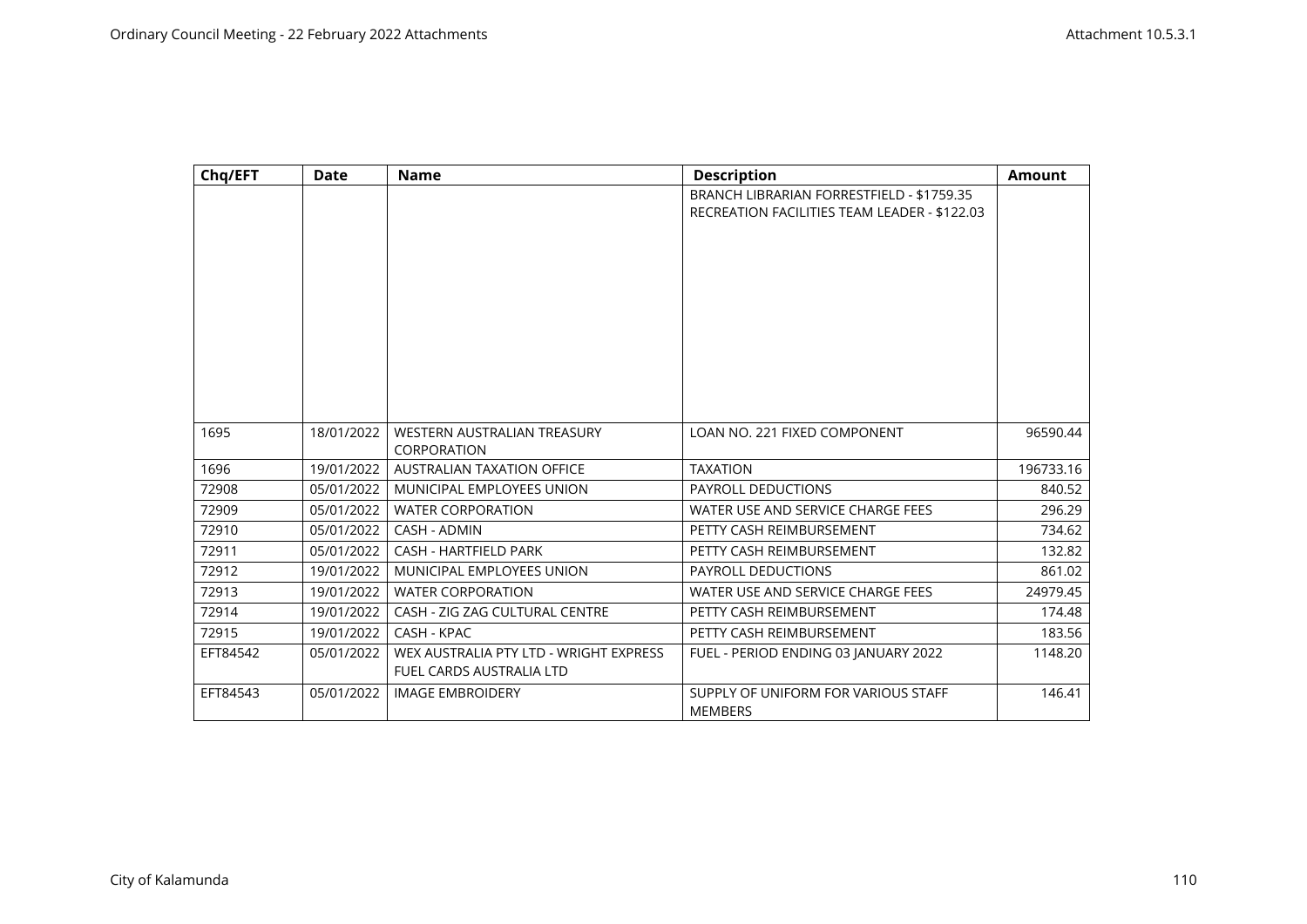| Chq/EFT | Date | Name | Description | Amount |
|---|---|---|---|---|
| | | | BRANCH LIBRARIAN FORRESTFIELD - $1759.35 RECREATION FACILITIES TEAM LEADER - $122.03 | |
| 1695 | 18/01/2022 | WESTERN AUSTRALIAN TREASURY CORPORATION | LOAN NO. 221 FIXED COMPONENT | 96590.44 |
| 1696 | 19/01/2022 | AUSTRALIAN TAXATION OFFICE | TAXATION | 196733.16 |
| 72908 | 05/01/2022 | MUNICIPAL EMPLOYEES UNION | PAYROLL DEDUCTIONS | 840.52 |
| 72909 | 05/01/2022 | WATER CORPORATION | WATER USE AND SERVICE CHARGE FEES | 296.29 |
| 72910 | 05/01/2022 | CASH - ADMIN | PETTY CASH REIMBURSEMENT | 734.62 |
| 72911 | 05/01/2022 | CASH - HARTFIELD PARK | PETTY CASH REIMBURSEMENT | 132.82 |
| 72912 | 19/01/2022 | MUNICIPAL EMPLOYEES UNION | PAYROLL DEDUCTIONS | 861.02 |
| 72913 | 19/01/2022 | WATER CORPORATION | WATER USE AND SERVICE CHARGE FEES | 24979.45 |
| 72914 | 19/01/2022 | CASH - ZIG ZAG CULTURAL CENTRE | PETTY CASH REIMBURSEMENT | 174.48 |
| 72915 | 19/01/2022 | CASH - KPAC | PETTY CASH REIMBURSEMENT | 183.56 |
| EFT84542 | 05/01/2022 | WEX AUSTRALIA PTY LTD - WRIGHT EXPRESS FUEL CARDS AUSTRALIA LTD | FUEL - PERIOD ENDING 03 JANUARY 2022 | 1148.20 |
| EFT84543 | 05/01/2022 | IMAGE EMBROIDERY | SUPPLY OF UNIFORM FOR VARIOUS STAFF MEMBERS | 146.41 |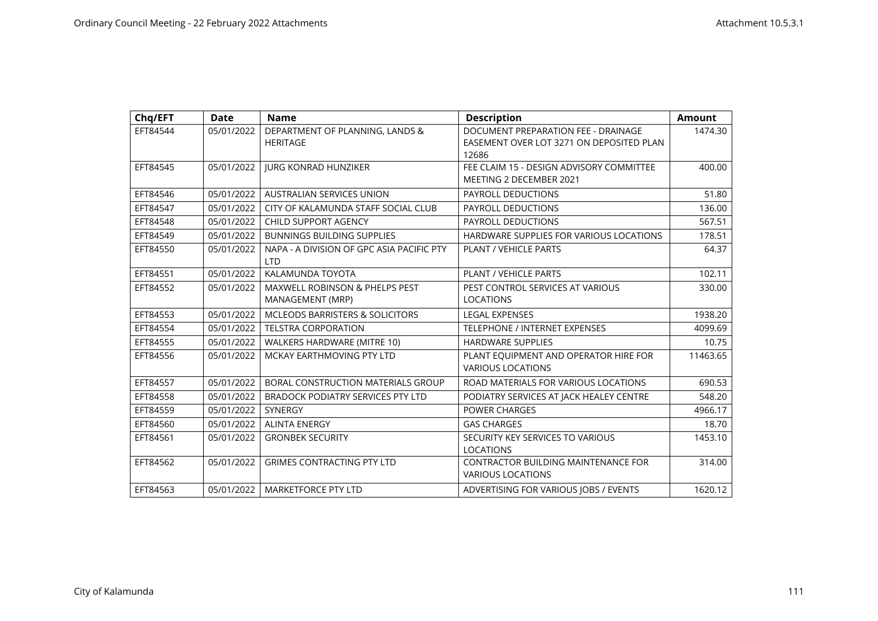| Chq/EFT | Date | Name | Description | Amount |
|---|---|---|---|---|
| EFT84544 | 05/01/2022 | DEPARTMENT OF PLANNING, LANDS & HERITAGE | DOCUMENT PREPARATION FEE - DRAINAGE EASEMENT OVER LOT 3271 ON DEPOSITED PLAN 12686 | 1474.30 |
| EFT84545 | 05/01/2022 | JURG KONRAD HUNZIKER | FEE CLAIM 15 - DESIGN ADVISORY COMMITTEE MEETING 2 DECEMBER 2021 | 400.00 |
| EFT84546 | 05/01/2022 | AUSTRALIAN SERVICES UNION | PAYROLL DEDUCTIONS | 51.80 |
| EFT84547 | 05/01/2022 | CITY OF KALAMUNDA STAFF SOCIAL CLUB | PAYROLL DEDUCTIONS | 136.00 |
| EFT84548 | 05/01/2022 | CHILD SUPPORT AGENCY | PAYROLL DEDUCTIONS | 567.51 |
| EFT84549 | 05/01/2022 | BUNNINGS BUILDING SUPPLIES | HARDWARE SUPPLIES FOR VARIOUS LOCATIONS | 178.51 |
| EFT84550 | 05/01/2022 | NAPA - A DIVISION OF GPC ASIA PACIFIC PTY LTD | PLANT / VEHICLE PARTS | 64.37 |
| EFT84551 | 05/01/2022 | KALAMUNDA TOYOTA | PLANT / VEHICLE PARTS | 102.11 |
| EFT84552 | 05/01/2022 | MAXWELL ROBINSON & PHELPS PEST MANAGEMENT (MRP) | PEST CONTROL SERVICES AT VARIOUS LOCATIONS | 330.00 |
| EFT84553 | 05/01/2022 | MCLEODS BARRISTERS & SOLICITORS | LEGAL EXPENSES | 1938.20 |
| EFT84554 | 05/01/2022 | TELSTRA CORPORATION | TELEPHONE / INTERNET EXPENSES | 4099.69 |
| EFT84555 | 05/01/2022 | WALKERS HARDWARE (MITRE 10) | HARDWARE SUPPLIES | 10.75 |
| EFT84556 | 05/01/2022 | MCKAY EARTHMOVING PTY LTD | PLANT EQUIPMENT AND OPERATOR HIRE FOR VARIOUS LOCATIONS | 11463.65 |
| EFT84557 | 05/01/2022 | BORAL CONSTRUCTION MATERIALS GROUP | ROAD MATERIALS FOR VARIOUS LOCATIONS | 690.53 |
| EFT84558 | 05/01/2022 | BRADOCK PODIATRY SERVICES PTY LTD | PODIATRY SERVICES AT JACK HEALEY CENTRE | 548.20 |
| EFT84559 | 05/01/2022 | SYNERGY | POWER CHARGES | 4966.17 |
| EFT84560 | 05/01/2022 | ALINTA ENERGY | GAS CHARGES | 18.70 |
| EFT84561 | 05/01/2022 | GRONBEK SECURITY | SECURITY KEY SERVICES TO VARIOUS LOCATIONS | 1453.10 |
| EFT84562 | 05/01/2022 | GRIMES CONTRACTING PTY LTD | CONTRACTOR BUILDING MAINTENANCE FOR VARIOUS LOCATIONS | 314.00 |
| EFT84563 | 05/01/2022 | MARKETFORCE PTY LTD | ADVERTISING FOR VARIOUS JOBS / EVENTS | 1620.12 |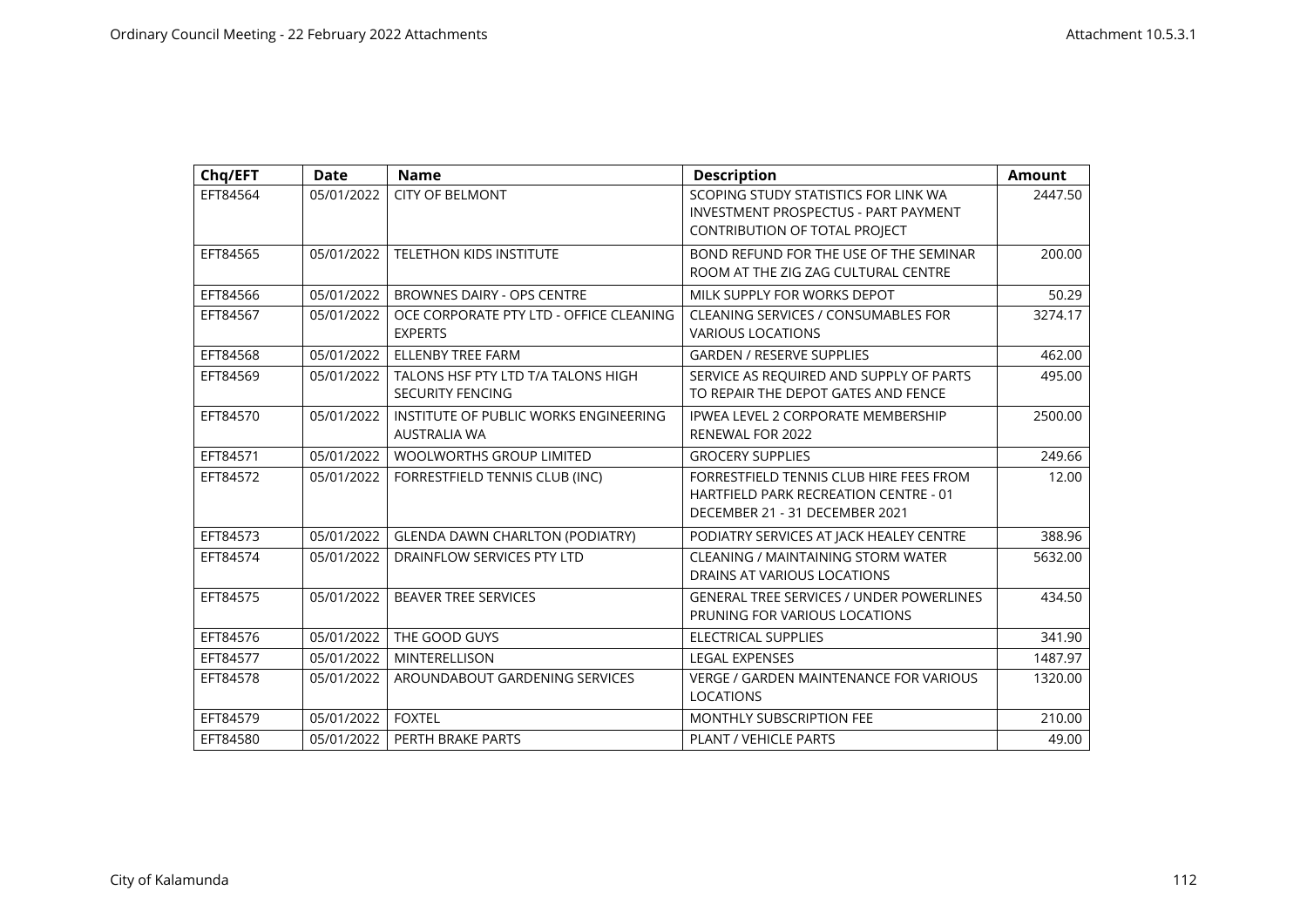| Chq/EFT | Date | Name | Description | Amount |
|---|---|---|---|---|
| EFT84564 | 05/01/2022 | CITY OF BELMONT | SCOPING STUDY STATISTICS FOR LINK WA INVESTMENT PROSPECTUS - PART PAYMENT CONTRIBUTION OF TOTAL PROJECT | 2447.50 |
| EFT84565 | 05/01/2022 | TELETHON KIDS INSTITUTE | BOND REFUND FOR THE USE OF THE SEMINAR ROOM AT THE ZIG ZAG CULTURAL CENTRE | 200.00 |
| EFT84566 | 05/01/2022 | BROWNES DAIRY - OPS CENTRE | MILK SUPPLY FOR WORKS DEPOT | 50.29 |
| EFT84567 | 05/01/2022 | OCE CORPORATE PTY LTD - OFFICE CLEANING EXPERTS | CLEANING SERVICES / CONSUMABLES FOR VARIOUS LOCATIONS | 3274.17 |
| EFT84568 | 05/01/2022 | ELLENBY TREE FARM | GARDEN / RESERVE SUPPLIES | 462.00 |
| EFT84569 | 05/01/2022 | TALONS HSF PTY LTD T/A TALONS HIGH SECURITY FENCING | SERVICE AS REQUIRED AND SUPPLY OF PARTS TO REPAIR THE DEPOT GATES AND FENCE | 495.00 |
| EFT84570 | 05/01/2022 | INSTITUTE OF PUBLIC WORKS ENGINEERING AUSTRALIA WA | IPWEA LEVEL 2 CORPORATE MEMBERSHIP RENEWAL FOR 2022 | 2500.00 |
| EFT84571 | 05/01/2022 | WOOLWORTHS GROUP LIMITED | GROCERY SUPPLIES | 249.66 |
| EFT84572 | 05/01/2022 | FORRESTFIELD TENNIS CLUB (INC) | FORRESTFIELD TENNIS CLUB HIRE FEES FROM HARTFIELD PARK RECREATION CENTRE - 01 DECEMBER 21 - 31 DECEMBER 2021 | 12.00 |
| EFT84573 | 05/01/2022 | GLENDA DAWN CHARLTON (PODIATRY) | PODIATRY SERVICES AT JACK HEALEY CENTRE | 388.96 |
| EFT84574 | 05/01/2022 | DRAINFLOW SERVICES PTY LTD | CLEANING / MAINTAINING STORM WATER DRAINS AT VARIOUS LOCATIONS | 5632.00 |
| EFT84575 | 05/01/2022 | BEAVER TREE SERVICES | GENERAL TREE SERVICES / UNDER POWERLINES PRUNING FOR VARIOUS LOCATIONS | 434.50 |
| EFT84576 | 05/01/2022 | THE GOOD GUYS | ELECTRICAL SUPPLIES | 341.90 |
| EFT84577 | 05/01/2022 | MINTERELLISON | LEGAL EXPENSES | 1487.97 |
| EFT84578 | 05/01/2022 | AROUNDABOUT GARDENING SERVICES | VERGE / GARDEN MAINTENANCE FOR VARIOUS LOCATIONS | 1320.00 |
| EFT84579 | 05/01/2022 | FOXTEL | MONTHLY SUBSCRIPTION FEE | 210.00 |
| EFT84580 | 05/01/2022 | PERTH BRAKE PARTS | PLANT / VEHICLE PARTS | 49.00 |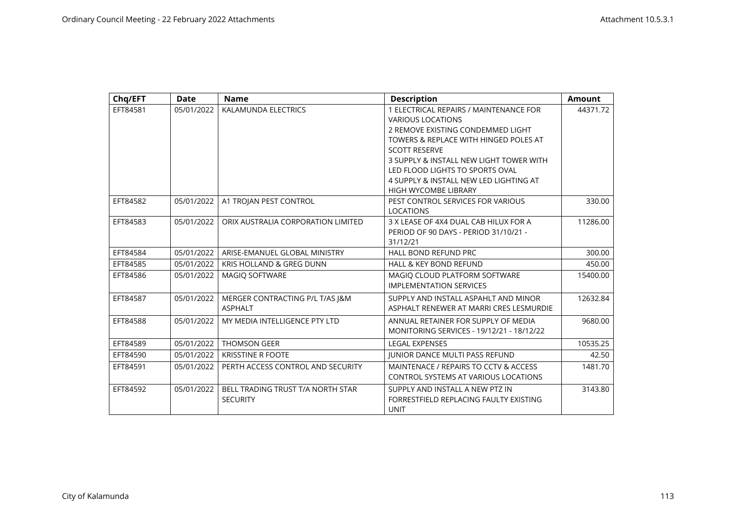| Chq/EFT | Date | Name | Description | Amount |
| --- | --- | --- | --- | --- |
| EFT84581 | 05/01/2022 | KALAMUNDA ELECTRICS | 1 ELECTRICAL REPAIRS / MAINTENANCE FOR VARIOUS LOCATIONS 2 REMOVE EXISTING CONDEMMED LIGHT TOWERS & REPLACE WITH HINGED POLES AT SCOTT RESERVE 3 SUPPLY & INSTALL NEW LIGHT TOWER WITH LED FLOOD LIGHTS TO SPORTS OVAL 4 SUPPLY & INSTALL NEW LED LIGHTING AT HIGH WYCOMBE LIBRARY | 44371.72 |
| EFT84582 | 05/01/2022 | A1 TROJAN PEST CONTROL | PEST CONTROL SERVICES FOR VARIOUS LOCATIONS | 330.00 |
| EFT84583 | 05/01/2022 | ORIX AUSTRALIA CORPORATION LIMITED | 3 X LEASE OF 4X4 DUAL CAB HILUX FOR A PERIOD OF 90 DAYS - PERIOD 31/10/21 - 31/12/21 | 11286.00 |
| EFT84584 | 05/01/2022 | ARISE-EMANUEL GLOBAL MINISTRY | HALL BOND REFUND PRC | 300.00 |
| EFT84585 | 05/01/2022 | KRIS HOLLAND & GREG DUNN | HALL & KEY BOND REFUND | 450.00 |
| EFT84586 | 05/01/2022 | MAGIQ SOFTWARE | MAGIQ CLOUD PLATFORM SOFTWARE IMPLEMENTATION SERVICES | 15400.00 |
| EFT84587 | 05/01/2022 | MERGER CONTRACTING P/L T/AS J&M ASPHALT | SUPPLY AND INSTALL ASPAHLT AND MINOR ASPHALT RENEWER AT MARRI CRES LESMURDIE | 12632.84 |
| EFT84588 | 05/01/2022 | MY MEDIA INTELLIGENCE PTY LTD | ANNUAL RETAINER FOR SUPPLY OF MEDIA MONITORING SERVICES - 19/12/21 - 18/12/22 | 9680.00 |
| EFT84589 | 05/01/2022 | THOMSON GEER | LEGAL EXPENSES | 10535.25 |
| EFT84590 | 05/01/2022 | KRISSTINE R FOOTE | JUNIOR DANCE MULTI PASS REFUND | 42.50 |
| EFT84591 | 05/01/2022 | PERTH ACCESS CONTROL AND SECURITY | MAINTENACE / REPAIRS TO CCTV & ACCESS CONTROL SYSTEMS AT VARIOUS LOCATIONS | 1481.70 |
| EFT84592 | 05/01/2022 | BELL TRADING TRUST T/A NORTH STAR SECURITY | SUPPLY AND INSTALL A NEW PTZ IN FORRESTFIELD REPLACING FAULTY EXISTING UNIT | 3143.80 |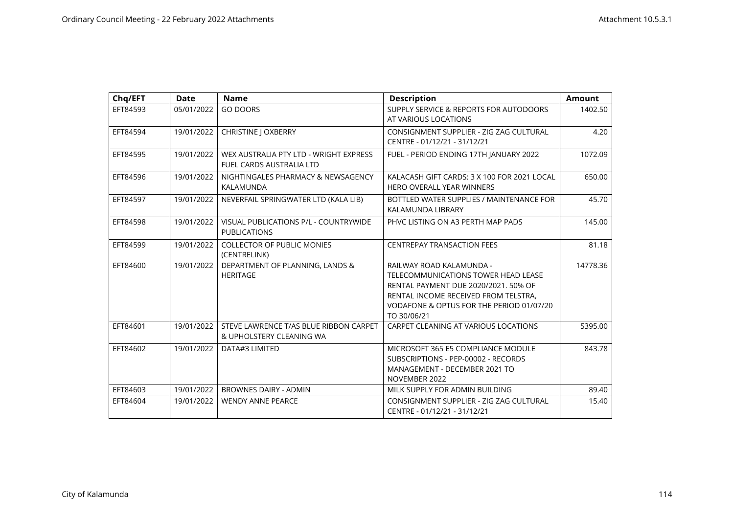| Chq/EFT | Date | Name | Description | Amount |
|---|---|---|---|---|
| EFT84593 | 05/01/2022 | GO DOORS | SUPPLY SERVICE & REPORTS FOR AUTODOORS AT VARIOUS LOCATIONS | 1402.50 |
| EFT84594 | 19/01/2022 | CHRISTINE J OXBERRY | CONSIGNMENT SUPPLIER - ZIG ZAG CULTURAL CENTRE - 01/12/21 - 31/12/21 | 4.20 |
| EFT84595 | 19/01/2022 | WEX AUSTRALIA PTY LTD - WRIGHT EXPRESS FUEL CARDS AUSTRALIA LTD | FUEL - PERIOD ENDING 17TH JANUARY 2022 | 1072.09 |
| EFT84596 | 19/01/2022 | NIGHTINGALES PHARMACY & NEWSAGENCY KALAMUNDA | KALACASH GIFT CARDS: 3 X 100 FOR 2021 LOCAL HERO OVERALL YEAR WINNERS | 650.00 |
| EFT84597 | 19/01/2022 | NEVERFAIL SPRINGWATER LTD (KALA LIB) | BOTTLED WATER SUPPLIES / MAINTENANCE FOR KALAMUNDA LIBRARY | 45.70 |
| EFT84598 | 19/01/2022 | VISUAL PUBLICATIONS P/L - COUNTRYWIDE PUBLICATIONS | PHVC LISTING ON A3 PERTH MAP PADS | 145.00 |
| EFT84599 | 19/01/2022 | COLLECTOR OF PUBLIC MONIES (CENTRELINK) | CENTREPAY TRANSACTION FEES | 81.18 |
| EFT84600 | 19/01/2022 | DEPARTMENT OF PLANNING, LANDS & HERITAGE | RAILWAY ROAD KALAMUNDA - TELECOMMUNICATIONS TOWER HEAD LEASE RENTAL PAYMENT DUE 2020/2021. 50% OF RENTAL INCOME RECEIVED FROM TELSTRA, VODAFONE & OPTUS FOR THE PERIOD 01/07/20 TO 30/06/21 | 14778.36 |
| EFT84601 | 19/01/2022 | STEVE LAWRENCE T/AS BLUE RIBBON CARPET & UPHOLSTERY CLEANING WA | CARPET CLEANING AT VARIOUS LOCATIONS | 5395.00 |
| EFT84602 | 19/01/2022 | DATA#3 LIMITED | MICROSOFT 365 E5 COMPLIANCE MODULE SUBSCRIPTIONS - PEP-00002 - RECORDS MANAGEMENT - DECEMBER 2021 TO NOVEMBER 2022 | 843.78 |
| EFT84603 | 19/01/2022 | BROWNES DAIRY - ADMIN | MILK SUPPLY FOR ADMIN BUILDING | 89.40 |
| EFT84604 | 19/01/2022 | WENDY ANNE PEARCE | CONSIGNMENT SUPPLIER - ZIG ZAG CULTURAL CENTRE - 01/12/21 - 31/12/21 | 15.40 |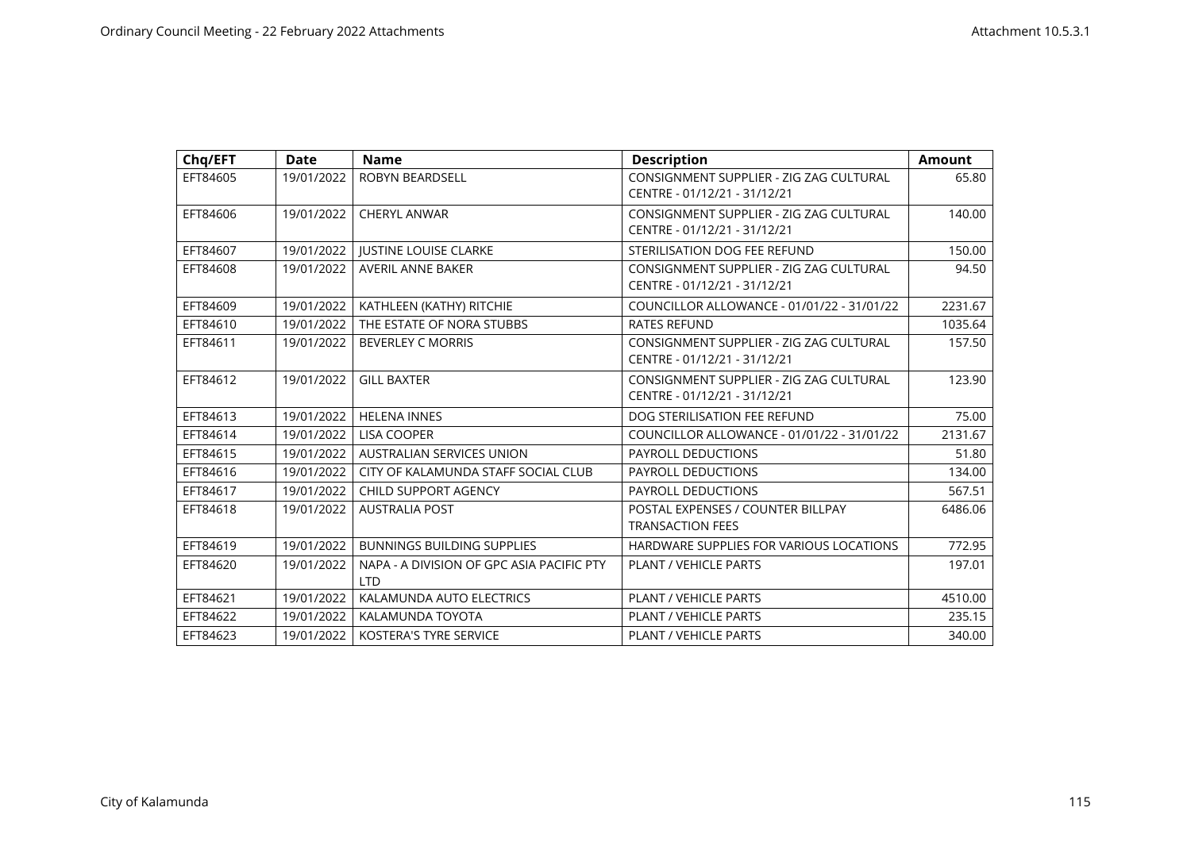| Chq/EFT | Date | Name | Description | Amount |
|---|---|---|---|---|
| EFT84605 | 19/01/2022 | ROBYN BEARDSELL | CONSIGNMENT SUPPLIER - ZIG ZAG CULTURAL CENTRE - 01/12/21 - 31/12/21 | 65.80 |
| EFT84606 | 19/01/2022 | CHERYL ANWAR | CONSIGNMENT SUPPLIER - ZIG ZAG CULTURAL CENTRE - 01/12/21 - 31/12/21 | 140.00 |
| EFT84607 | 19/01/2022 | JUSTINE LOUISE CLARKE | STERILISATION DOG FEE REFUND | 150.00 |
| EFT84608 | 19/01/2022 | AVERIL ANNE BAKER | CONSIGNMENT SUPPLIER - ZIG ZAG CULTURAL CENTRE - 01/12/21 - 31/12/21 | 94.50 |
| EFT84609 | 19/01/2022 | KATHLEEN (KATHY) RITCHIE | COUNCILLOR ALLOWANCE - 01/01/22 - 31/01/22 | 2231.67 |
| EFT84610 | 19/01/2022 | THE ESTATE OF NORA STUBBS | RATES REFUND | 1035.64 |
| EFT84611 | 19/01/2022 | BEVERLEY C MORRIS | CONSIGNMENT SUPPLIER - ZIG ZAG CULTURAL CENTRE - 01/12/21 - 31/12/21 | 157.50 |
| EFT84612 | 19/01/2022 | GILL BAXTER | CONSIGNMENT SUPPLIER - ZIG ZAG CULTURAL CENTRE - 01/12/21 - 31/12/21 | 123.90 |
| EFT84613 | 19/01/2022 | HELENA INNES | DOG STERILISATION FEE REFUND | 75.00 |
| EFT84614 | 19/01/2022 | LISA COOPER | COUNCILLOR ALLOWANCE - 01/01/22 - 31/01/22 | 2131.67 |
| EFT84615 | 19/01/2022 | AUSTRALIAN SERVICES UNION | PAYROLL DEDUCTIONS | 51.80 |
| EFT84616 | 19/01/2022 | CITY OF KALAMUNDA STAFF SOCIAL CLUB | PAYROLL DEDUCTIONS | 134.00 |
| EFT84617 | 19/01/2022 | CHILD SUPPORT AGENCY | PAYROLL DEDUCTIONS | 567.51 |
| EFT84618 | 19/01/2022 | AUSTRALIA POST | POSTAL EXPENSES / COUNTER BILLPAY TRANSACTION FEES | 6486.06 |
| EFT84619 | 19/01/2022 | BUNNINGS BUILDING SUPPLIES | HARDWARE SUPPLIES FOR VARIOUS LOCATIONS | 772.95 |
| EFT84620 | 19/01/2022 | NAPA - A DIVISION OF GPC ASIA PACIFIC PTY LTD | PLANT / VEHICLE PARTS | 197.01 |
| EFT84621 | 19/01/2022 | KALAMUNDA AUTO ELECTRICS | PLANT / VEHICLE PARTS | 4510.00 |
| EFT84622 | 19/01/2022 | KALAMUNDA TOYOTA | PLANT / VEHICLE PARTS | 235.15 |
| EFT84623 | 19/01/2022 | KOSTERA'S TYRE SERVICE | PLANT / VEHICLE PARTS | 340.00 |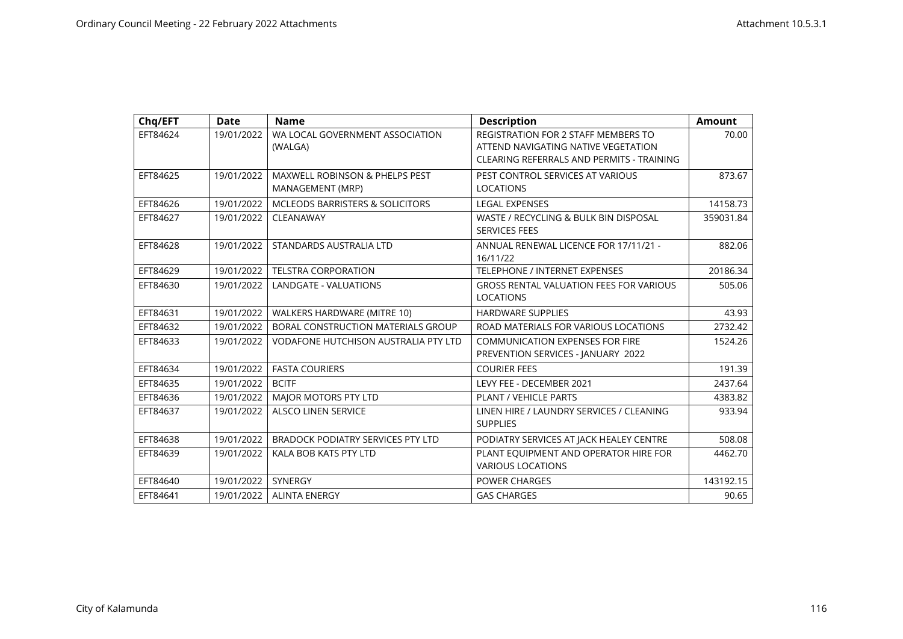| Chq/EFT | Date | Name | Description | Amount |
| --- | --- | --- | --- | --- |
| EFT84624 | 19/01/2022 | WA LOCAL GOVERNMENT ASSOCIATION (WALGA) | REGISTRATION FOR 2 STAFF MEMBERS TO ATTEND NAVIGATING NATIVE VEGETATION CLEARING REFERRALS AND PERMITS - TRAINING | 70.00 |
| EFT84625 | 19/01/2022 | MAXWELL ROBINSON & PHELPS PEST MANAGEMENT (MRP) | PEST CONTROL SERVICES AT VARIOUS LOCATIONS | 873.67 |
| EFT84626 | 19/01/2022 | MCLEODS BARRISTERS & SOLICITORS | LEGAL EXPENSES | 14158.73 |
| EFT84627 | 19/01/2022 | CLEANAWAY | WASTE / RECYCLING & BULK BIN DISPOSAL SERVICES FEES | 359031.84 |
| EFT84628 | 19/01/2022 | STANDARDS AUSTRALIA LTD | ANNUAL RENEWAL LICENCE FOR 17/11/21 - 16/11/22 | 882.06 |
| EFT84629 | 19/01/2022 | TELSTRA CORPORATION | TELEPHONE / INTERNET EXPENSES | 20186.34 |
| EFT84630 | 19/01/2022 | LANDGATE - VALUATIONS | GROSS RENTAL VALUATION FEES FOR VARIOUS LOCATIONS | 505.06 |
| EFT84631 | 19/01/2022 | WALKERS HARDWARE (MITRE 10) | HARDWARE SUPPLIES | 43.93 |
| EFT84632 | 19/01/2022 | BORAL CONSTRUCTION MATERIALS GROUP | ROAD MATERIALS FOR VARIOUS LOCATIONS | 2732.42 |
| EFT84633 | 19/01/2022 | VODAFONE HUTCHISON AUSTRALIA PTY LTD | COMMUNICATION EXPENSES FOR FIRE PREVENTION SERVICES - JANUARY 2022 | 1524.26 |
| EFT84634 | 19/01/2022 | FASTA COURIERS | COURIER FEES | 191.39 |
| EFT84635 | 19/01/2022 | BCITF | LEVY FEE - DECEMBER 2021 | 2437.64 |
| EFT84636 | 19/01/2022 | MAJOR MOTORS PTY LTD | PLANT / VEHICLE PARTS | 4383.82 |
| EFT84637 | 19/01/2022 | ALSCO LINEN SERVICE | LINEN HIRE / LAUNDRY SERVICES / CLEANING SUPPLIES | 933.94 |
| EFT84638 | 19/01/2022 | BRADOCK PODIATRY SERVICES PTY LTD | PODIATRY SERVICES AT JACK HEALEY CENTRE | 508.08 |
| EFT84639 | 19/01/2022 | KALA BOB KATS PTY LTD | PLANT EQUIPMENT AND OPERATOR HIRE FOR VARIOUS LOCATIONS | 4462.70 |
| EFT84640 | 19/01/2022 | SYNERGY | POWER CHARGES | 143192.15 |
| EFT84641 | 19/01/2022 | ALINTA ENERGY | GAS CHARGES | 90.65 |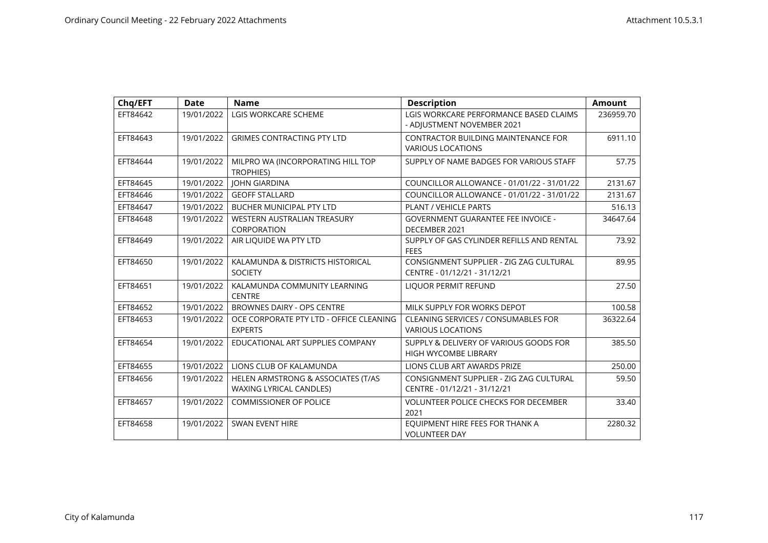| Chq/EFT | Date | Name | Description | Amount |
|---|---|---|---|---|
| EFT84642 | 19/01/2022 | LGIS WORKCARE SCHEME | LGIS WORKCARE PERFORMANCE BASED CLAIMS - ADJUSTMENT NOVEMBER 2021 | 236959.70 |
| EFT84643 | 19/01/2022 | GRIMES CONTRACTING PTY LTD | CONTRACTOR BUILDING MAINTENANCE FOR VARIOUS LOCATIONS | 6911.10 |
| EFT84644 | 19/01/2022 | MILPRO WA (INCORPORATING HILL TOP TROPHIES) | SUPPLY OF NAME BADGES FOR VARIOUS STAFF | 57.75 |
| EFT84645 | 19/01/2022 | JOHN GIARDINA | COUNCILLOR ALLOWANCE - 01/01/22 - 31/01/22 | 2131.67 |
| EFT84646 | 19/01/2022 | GEOFF STALLARD | COUNCILLOR ALLOWANCE - 01/01/22 - 31/01/22 | 2131.67 |
| EFT84647 | 19/01/2022 | BUCHER MUNICIPAL PTY LTD | PLANT / VEHICLE PARTS | 516.13 |
| EFT84648 | 19/01/2022 | WESTERN AUSTRALIAN TREASURY CORPORATION | GOVERNMENT GUARANTEE FEE INVOICE - DECEMBER 2021 | 34647.64 |
| EFT84649 | 19/01/2022 | AIR LIQUIDE WA PTY LTD | SUPPLY OF GAS CYLINDER REFILLS AND RENTAL FEES | 73.92 |
| EFT84650 | 19/01/2022 | KALAMUNDA & DISTRICTS HISTORICAL SOCIETY | CONSIGNMENT SUPPLIER - ZIG ZAG CULTURAL CENTRE - 01/12/21 - 31/12/21 | 89.95 |
| EFT84651 | 19/01/2022 | KALAMUNDA COMMUNITY LEARNING CENTRE | LIQUOR PERMIT REFUND | 27.50 |
| EFT84652 | 19/01/2022 | BROWNES DAIRY - OPS CENTRE | MILK SUPPLY FOR WORKS DEPOT | 100.58 |
| EFT84653 | 19/01/2022 | OCE CORPORATE PTY LTD - OFFICE CLEANING EXPERTS | CLEANING SERVICES / CONSUMABLES FOR VARIOUS LOCATIONS | 36322.64 |
| EFT84654 | 19/01/2022 | EDUCATIONAL ART SUPPLIES COMPANY | SUPPLY & DELIVERY OF VARIOUS GOODS FOR HIGH WYCOMBE LIBRARY | 385.50 |
| EFT84655 | 19/01/2022 | LIONS CLUB OF KALAMUNDA | LIONS CLUB ART AWARDS PRIZE | 250.00 |
| EFT84656 | 19/01/2022 | HELEN ARMSTRONG & ASSOCIATES (T/AS WAXING LYRICAL CANDLES) | CONSIGNMENT SUPPLIER - ZIG ZAG CULTURAL CENTRE - 01/12/21 - 31/12/21 | 59.50 |
| EFT84657 | 19/01/2022 | COMMISSIONER OF POLICE | VOLUNTEER POLICE CHECKS FOR DECEMBER 2021 | 33.40 |
| EFT84658 | 19/01/2022 | SWAN EVENT HIRE | EQUIPMENT HIRE FEES FOR THANK A VOLUNTEER DAY | 2280.32 |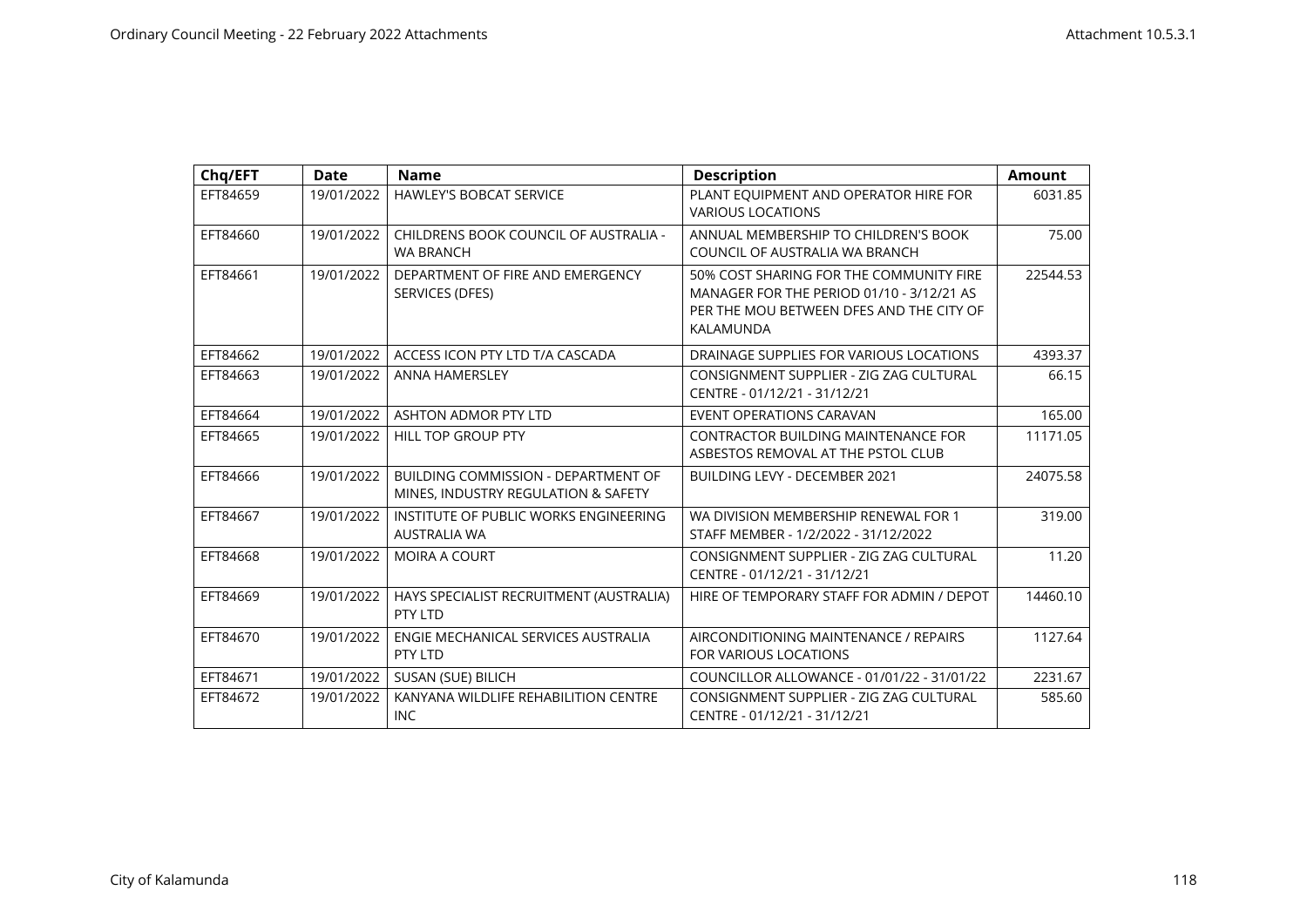| Chq/EFT | Date | Name | Description | Amount |
|---|---|---|---|---|
| EFT84659 | 19/01/2022 | HAWLEY'S BOBCAT SERVICE | PLANT EQUIPMENT AND OPERATOR HIRE FOR VARIOUS LOCATIONS | 6031.85 |
| EFT84660 | 19/01/2022 | CHILDRENS BOOK COUNCIL OF AUSTRALIA - WA BRANCH | ANNUAL MEMBERSHIP TO CHILDREN'S BOOK COUNCIL OF AUSTRALIA WA BRANCH | 75.00 |
| EFT84661 | 19/01/2022 | DEPARTMENT OF FIRE AND EMERGENCY SERVICES (DFES) | 50% COST SHARING FOR THE COMMUNITY FIRE MANAGER FOR THE PERIOD 01/10 - 3/12/21 AS PER THE MOU BETWEEN DFES AND THE CITY OF KALAMUNDA | 22544.53 |
| EFT84662 | 19/01/2022 | ACCESS ICON PTY LTD T/A CASCADA | DRAINAGE SUPPLIES FOR VARIOUS LOCATIONS | 4393.37 |
| EFT84663 | 19/01/2022 | ANNA HAMERSLEY | CONSIGNMENT SUPPLIER - ZIG ZAG CULTURAL CENTRE - 01/12/21 - 31/12/21 | 66.15 |
| EFT84664 | 19/01/2022 | ASHTON ADMOR PTY LTD | EVENT OPERATIONS CARAVAN | 165.00 |
| EFT84665 | 19/01/2022 | HILL TOP GROUP PTY | CONTRACTOR BUILDING MAINTENANCE FOR ASBESTOS REMOVAL AT THE PSTOL CLUB | 11171.05 |
| EFT84666 | 19/01/2022 | BUILDING COMMISSION - DEPARTMENT OF MINES, INDUSTRY REGULATION & SAFETY | BUILDING LEVY - DECEMBER 2021 | 24075.58 |
| EFT84667 | 19/01/2022 | INSTITUTE OF PUBLIC WORKS ENGINEERING AUSTRALIA WA | WA DIVISION MEMBERSHIP RENEWAL FOR 1 STAFF MEMBER - 1/2/2022 - 31/12/2022 | 319.00 |
| EFT84668 | 19/01/2022 | MOIRA A COURT | CONSIGNMENT SUPPLIER - ZIG ZAG CULTURAL CENTRE - 01/12/21 - 31/12/21 | 11.20 |
| EFT84669 | 19/01/2022 | HAYS SPECIALIST RECRUITMENT (AUSTRALIA) PTY LTD | HIRE OF TEMPORARY STAFF FOR ADMIN / DEPOT | 14460.10 |
| EFT84670 | 19/01/2022 | ENGIE MECHANICAL SERVICES AUSTRALIA PTY LTD | AIRCONDITIONING MAINTENANCE / REPAIRS FOR VARIOUS LOCATIONS | 1127.64 |
| EFT84671 | 19/01/2022 | SUSAN (SUE) BILICH | COUNCILLOR ALLOWANCE - 01/01/22 - 31/01/22 | 2231.67 |
| EFT84672 | 19/01/2022 | KANYANA WILDLIFE REHABILITION CENTRE INC | CONSIGNMENT SUPPLIER - ZIG ZAG CULTURAL CENTRE - 01/12/21 - 31/12/21 | 585.60 |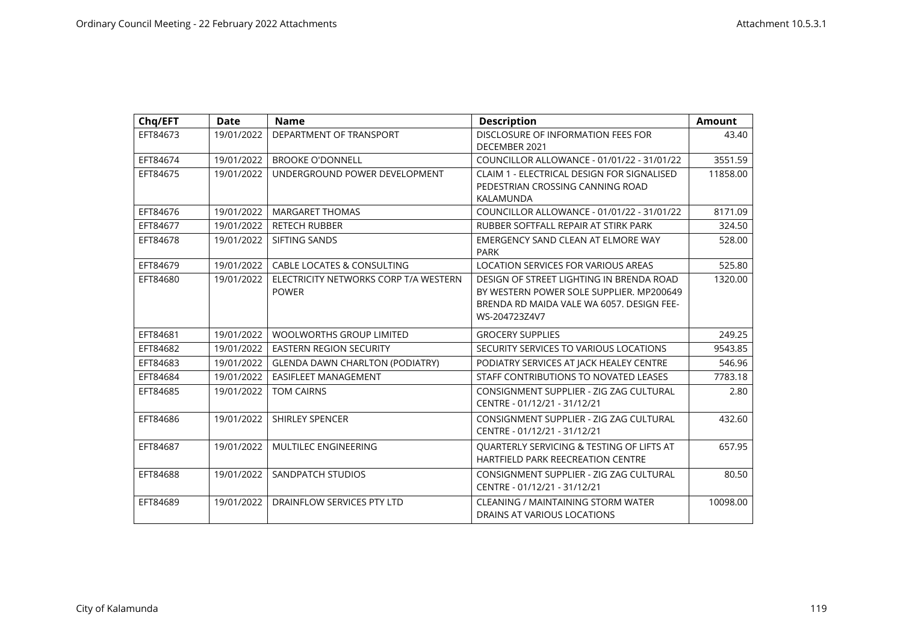| Chq/EFT | Date | Name | Description | Amount |
|---|---|---|---|---|
| EFT84673 | 19/01/2022 | DEPARTMENT OF TRANSPORT | DISCLOSURE OF INFORMATION FEES FOR DECEMBER 2021 | 43.40 |
| EFT84674 | 19/01/2022 | BROOKE O'DONNELL | COUNCILLOR ALLOWANCE - 01/01/22 - 31/01/22 | 3551.59 |
| EFT84675 | 19/01/2022 | UNDERGROUND POWER DEVELOPMENT | CLAIM 1 - ELECTRICAL DESIGN FOR SIGNALISED PEDESTRIAN CROSSING CANNING ROAD KALAMUNDA | 11858.00 |
| EFT84676 | 19/01/2022 | MARGARET THOMAS | COUNCILLOR ALLOWANCE - 01/01/22 - 31/01/22 | 8171.09 |
| EFT84677 | 19/01/2022 | RETECH RUBBER | RUBBER SOFTFALL REPAIR AT STIRK PARK | 324.50 |
| EFT84678 | 19/01/2022 | SIFTING SANDS | EMERGENCY SAND CLEAN AT ELMORE WAY PARK | 528.00 |
| EFT84679 | 19/01/2022 | CABLE LOCATES & CONSULTING | LOCATION SERVICES FOR VARIOUS AREAS | 525.80 |
| EFT84680 | 19/01/2022 | ELECTRICITY NETWORKS CORP T/A WESTERN POWER | DESIGN OF STREET LIGHTING IN BRENDA ROAD BY WESTERN POWER SOLE SUPPLIER. MP200649 BRENDA RD MAIDA VALE WA 6057. DESIGN FEE-WS-204723Z4V7 | 1320.00 |
| EFT84681 | 19/01/2022 | WOOLWORTHS GROUP LIMITED | GROCERY SUPPLIES | 249.25 |
| EFT84682 | 19/01/2022 | EASTERN REGION SECURITY | SECURITY SERVICES TO VARIOUS LOCATIONS | 9543.85 |
| EFT84683 | 19/01/2022 | GLENDA DAWN CHARLTON (PODIATRY) | PODIATRY SERVICES AT JACK HEALEY CENTRE | 546.96 |
| EFT84684 | 19/01/2022 | EASIFLEET MANAGEMENT | STAFF CONTRIBUTIONS TO NOVATED LEASES | 7783.18 |
| EFT84685 | 19/01/2022 | TOM CAIRNS | CONSIGNMENT SUPPLIER - ZIG ZAG CULTURAL CENTRE - 01/12/21 - 31/12/21 | 2.80 |
| EFT84686 | 19/01/2022 | SHIRLEY SPENCER | CONSIGNMENT SUPPLIER - ZIG ZAG CULTURAL CENTRE - 01/12/21 - 31/12/21 | 432.60 |
| EFT84687 | 19/01/2022 | MULTILEC ENGINEERING | QUARTERLY SERVICING & TESTING OF LIFTS AT HARTFIELD PARK REECREATION CENTRE | 657.95 |
| EFT84688 | 19/01/2022 | SANDPATCH STUDIOS | CONSIGNMENT SUPPLIER - ZIG ZAG CULTURAL CENTRE - 01/12/21 - 31/12/21 | 80.50 |
| EFT84689 | 19/01/2022 | DRAINFLOW SERVICES PTY LTD | CLEANING / MAINTAINING STORM WATER DRAINS AT VARIOUS LOCATIONS | 10098.00 |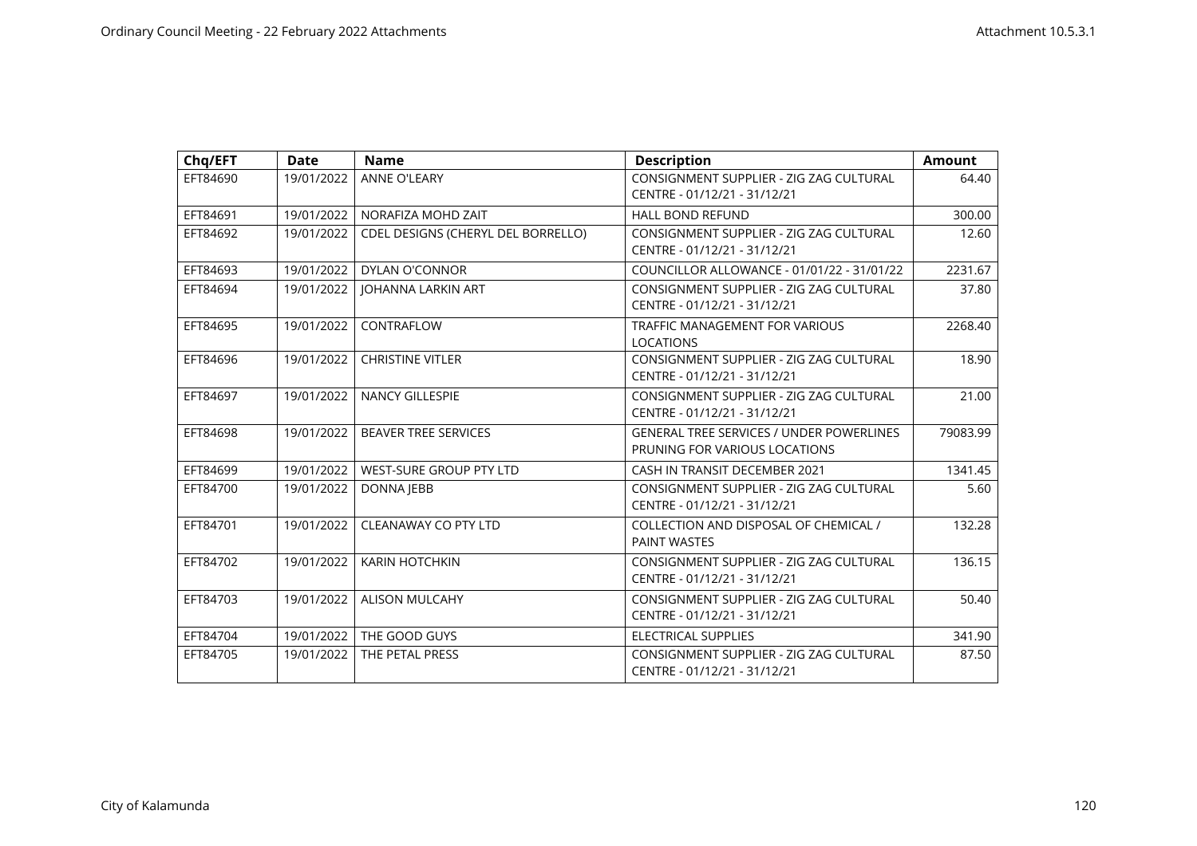| Chq/EFT | Date | Name | Description | Amount |
|---|---|---|---|---|
| EFT84690 | 19/01/2022 | ANNE O'LEARY | CONSIGNMENT SUPPLIER - ZIG ZAG CULTURAL CENTRE - 01/12/21 - 31/12/21 | 64.40 |
| EFT84691 | 19/01/2022 | NORAFIZA MOHD ZAIT | HALL BOND REFUND | 300.00 |
| EFT84692 | 19/01/2022 | CDEL DESIGNS (CHERYL DEL BORRELLO) | CONSIGNMENT SUPPLIER - ZIG ZAG CULTURAL CENTRE - 01/12/21 - 31/12/21 | 12.60 |
| EFT84693 | 19/01/2022 | DYLAN O'CONNOR | COUNCILLOR ALLOWANCE - 01/01/22 - 31/01/22 | 2231.67 |
| EFT84694 | 19/01/2022 | JOHANNA LARKIN ART | CONSIGNMENT SUPPLIER - ZIG ZAG CULTURAL CENTRE - 01/12/21 - 31/12/21 | 37.80 |
| EFT84695 | 19/01/2022 | CONTRAFLOW | TRAFFIC MANAGEMENT FOR VARIOUS LOCATIONS | 2268.40 |
| EFT84696 | 19/01/2022 | CHRISTINE VITLER | CONSIGNMENT SUPPLIER - ZIG ZAG CULTURAL CENTRE - 01/12/21 - 31/12/21 | 18.90 |
| EFT84697 | 19/01/2022 | NANCY GILLESPIE | CONSIGNMENT SUPPLIER - ZIG ZAG CULTURAL CENTRE - 01/12/21 - 31/12/21 | 21.00 |
| EFT84698 | 19/01/2022 | BEAVER TREE SERVICES | GENERAL TREE SERVICES / UNDER POWERLINES PRUNING FOR VARIOUS LOCATIONS | 79083.99 |
| EFT84699 | 19/01/2022 | WEST-SURE GROUP PTY LTD | CASH IN TRANSIT DECEMBER 2021 | 1341.45 |
| EFT84700 | 19/01/2022 | DONNA JEBB | CONSIGNMENT SUPPLIER - ZIG ZAG CULTURAL CENTRE - 01/12/21 - 31/12/21 | 5.60 |
| EFT84701 | 19/01/2022 | CLEANAWAY CO PTY LTD | COLLECTION AND DISPOSAL OF CHEMICAL / PAINT WASTES | 132.28 |
| EFT84702 | 19/01/2022 | KARIN HOTCHKIN | CONSIGNMENT SUPPLIER - ZIG ZAG CULTURAL CENTRE - 01/12/21 - 31/12/21 | 136.15 |
| EFT84703 | 19/01/2022 | ALISON MULCAHY | CONSIGNMENT SUPPLIER - ZIG ZAG CULTURAL CENTRE - 01/12/21 - 31/12/21 | 50.40 |
| EFT84704 | 19/01/2022 | THE GOOD GUYS | ELECTRICAL SUPPLIES | 341.90 |
| EFT84705 | 19/01/2022 | THE PETAL PRESS | CONSIGNMENT SUPPLIER - ZIG ZAG CULTURAL CENTRE - 01/12/21 - 31/12/21 | 87.50 |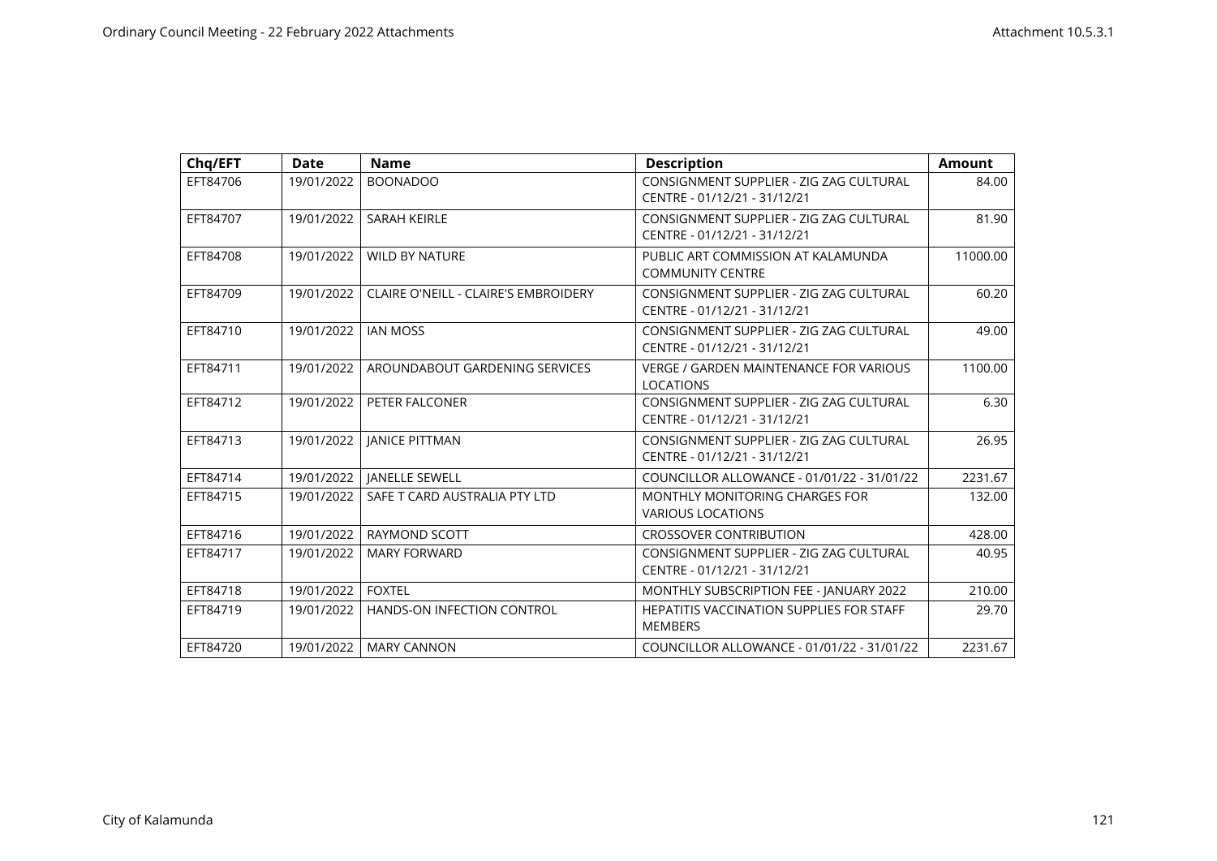| Chq/EFT | Date | Name | Description | Amount |
|---|---|---|---|---|
| EFT84706 | 19/01/2022 | BOONADOO | CONSIGNMENT SUPPLIER - ZIG ZAG CULTURAL CENTRE - 01/12/21 - 31/12/21 | 84.00 |
| EFT84707 | 19/01/2022 | SARAH KEIRLE | CONSIGNMENT SUPPLIER - ZIG ZAG CULTURAL CENTRE - 01/12/21 - 31/12/21 | 81.90 |
| EFT84708 | 19/01/2022 | WILD BY NATURE | PUBLIC ART COMMISSION AT KALAMUNDA COMMUNITY CENTRE | 11000.00 |
| EFT84709 | 19/01/2022 | CLAIRE O'NEILL - CLAIRE'S EMBROIDERY | CONSIGNMENT SUPPLIER - ZIG ZAG CULTURAL CENTRE - 01/12/21 - 31/12/21 | 60.20 |
| EFT84710 | 19/01/2022 | IAN MOSS | CONSIGNMENT SUPPLIER - ZIG ZAG CULTURAL CENTRE - 01/12/21 - 31/12/21 | 49.00 |
| EFT84711 | 19/01/2022 | AROUNDABOUT GARDENING SERVICES | VERGE / GARDEN MAINTENANCE FOR VARIOUS LOCATIONS | 1100.00 |
| EFT84712 | 19/01/2022 | PETER FALCONER | CONSIGNMENT SUPPLIER - ZIG ZAG CULTURAL CENTRE - 01/12/21 - 31/12/21 | 6.30 |
| EFT84713 | 19/01/2022 | JANICE PITTMAN | CONSIGNMENT SUPPLIER - ZIG ZAG CULTURAL CENTRE - 01/12/21 - 31/12/21 | 26.95 |
| EFT84714 | 19/01/2022 | JANELLE SEWELL | COUNCILLOR ALLOWANCE - 01/01/22 - 31/01/22 | 2231.67 |
| EFT84715 | 19/01/2022 | SAFE T CARD AUSTRALIA PTY LTD | MONTHLY MONITORING CHARGES FOR VARIOUS LOCATIONS | 132.00 |
| EFT84716 | 19/01/2022 | RAYMOND SCOTT | CROSSOVER CONTRIBUTION | 428.00 |
| EFT84717 | 19/01/2022 | MARY FORWARD | CONSIGNMENT SUPPLIER - ZIG ZAG CULTURAL CENTRE - 01/12/21 - 31/12/21 | 40.95 |
| EFT84718 | 19/01/2022 | FOXTEL | MONTHLY SUBSCRIPTION FEE - JANUARY 2022 | 210.00 |
| EFT84719 | 19/01/2022 | HANDS-ON INFECTION CONTROL | HEPATITIS VACCINATION SUPPLIES FOR STAFF MEMBERS | 29.70 |
| EFT84720 | 19/01/2022 | MARY CANNON | COUNCILLOR ALLOWANCE - 01/01/22 - 31/01/22 | 2231.67 |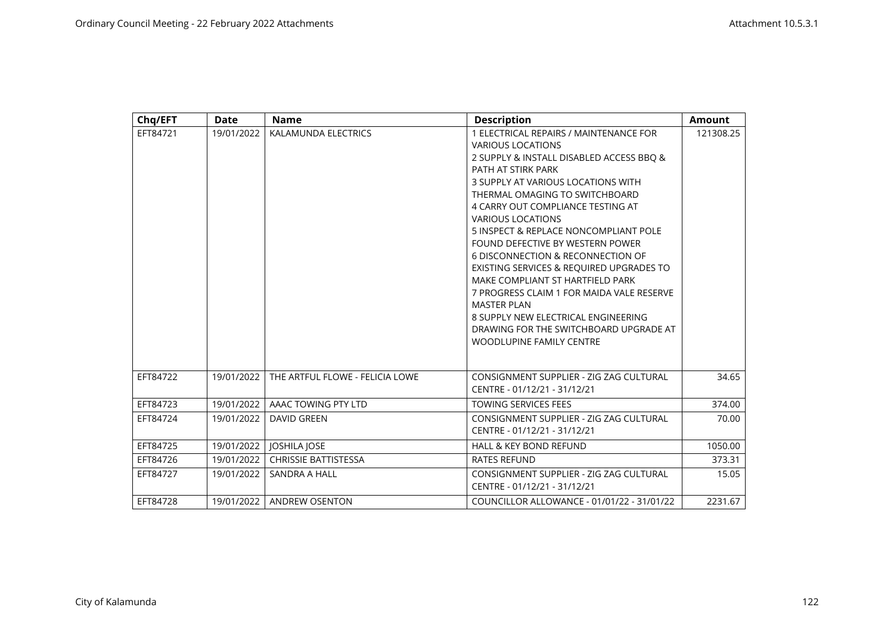| Chq/EFT | Date | Name | Description | Amount |
|---|---|---|---|---|
| EFT84721 | 19/01/2022 | KALAMUNDA ELECTRICS | 1 ELECTRICAL REPAIRS / MAINTENANCE FOR VARIOUS LOCATIONS<br>2 SUPPLY & INSTALL DISABLED ACCESS BBQ & PATH AT STIRK PARK<br>3 SUPPLY AT VARIOUS LOCATIONS WITH THERMAL OMAGING TO SWITCHBOARD<br>4 CARRY OUT COMPLIANCE TESTING AT VARIOUS LOCATIONS<br>5 INSPECT & REPLACE NONCOMPLIANT POLE FOUND DEFECTIVE BY WESTERN POWER<br>6 DISCONNECTION & RECONNECTION OF EXISTING SERVICES & REQUIRED UPGRADES TO MAKE COMPLIANT ST HARTFIELD PARK<br>7 PROGRESS CLAIM 1 FOR MAIDA VALE RESERVE MASTER PLAN<br>8 SUPPLY NEW ELECTRICAL ENGINEERING DRAWING FOR THE SWITCHBOARD UPGRADE AT WOODLUPINE FAMILY CENTRE | 121308.25 |
| EFT84722 | 19/01/2022 | THE ARTFUL FLOWE - FELICIA LOWE | CONSIGNMENT SUPPLIER - ZIG ZAG CULTURAL CENTRE - 01/12/21 - 31/12/21 | 34.65 |
| EFT84723 | 19/01/2022 | AAAC TOWING PTY LTD | TOWING SERVICES FEES | 374.00 |
| EFT84724 | 19/01/2022 | DAVID GREEN | CONSIGNMENT SUPPLIER - ZIG ZAG CULTURAL CENTRE - 01/12/21 - 31/12/21 | 70.00 |
| EFT84725 | 19/01/2022 | JOSHILA JOSE | HALL & KEY BOND REFUND | 1050.00 |
| EFT84726 | 19/01/2022 | CHRISSIE BATTISTESSA | RATES REFUND | 373.31 |
| EFT84727 | 19/01/2022 | SANDRA A HALL | CONSIGNMENT SUPPLIER - ZIG ZAG CULTURAL CENTRE - 01/12/21 - 31/12/21 | 15.05 |
| EFT84728 | 19/01/2022 | ANDREW OSENTON | COUNCILLOR ALLOWANCE - 01/01/22 - 31/01/22 | 2231.67 |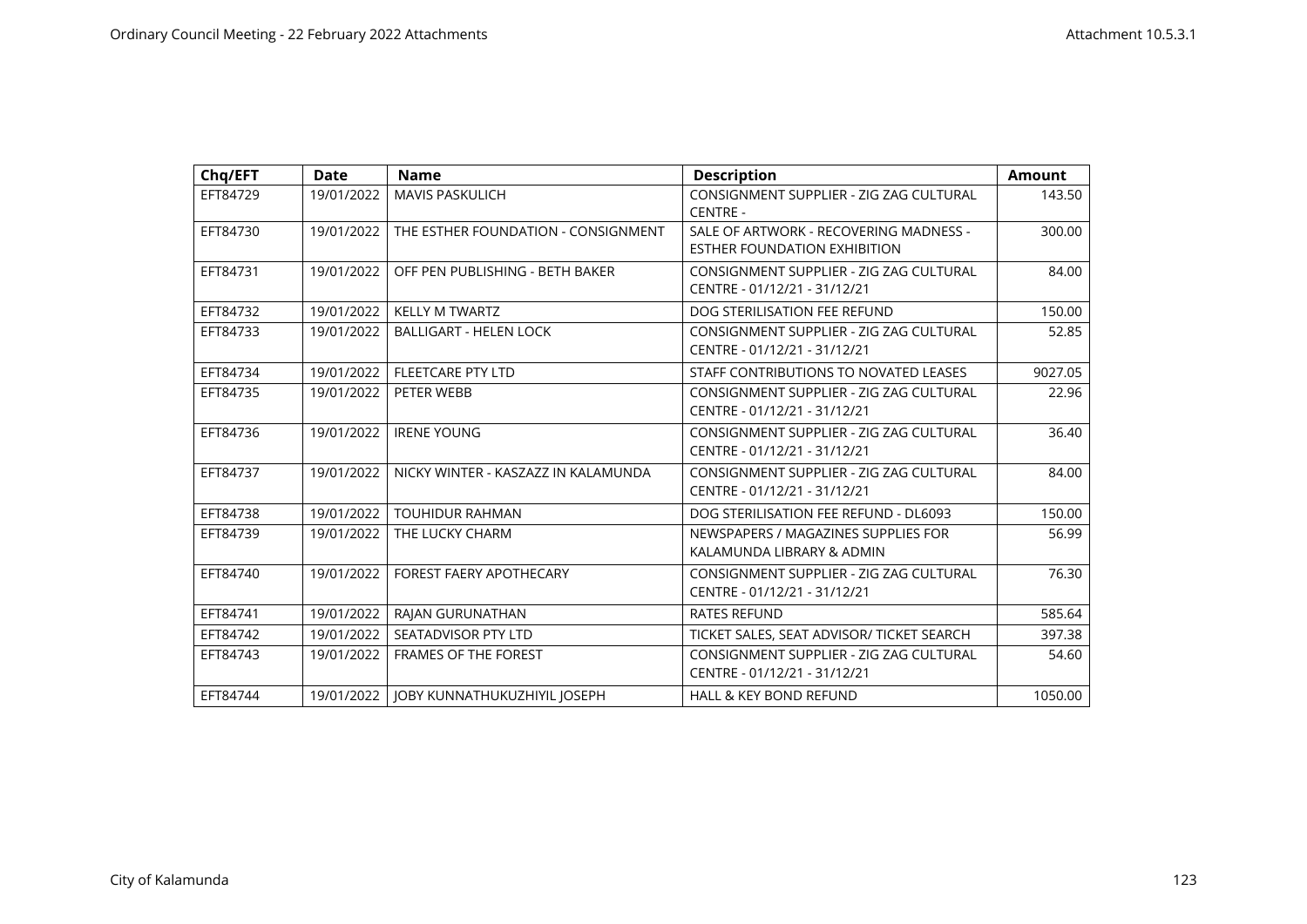| Chq/EFT | Date | Name | Description | Amount |
|---|---|---|---|---|
| EFT84729 | 19/01/2022 | MAVIS PASKULICH | CONSIGNMENT SUPPLIER - ZIG ZAG CULTURAL CENTRE - | 143.50 |
| EFT84730 | 19/01/2022 | THE ESTHER FOUNDATION - CONSIGNMENT | SALE OF ARTWORK - RECOVERING MADNESS - ESTHER FOUNDATION EXHIBITION | 300.00 |
| EFT84731 | 19/01/2022 | OFF PEN PUBLISHING - BETH BAKER | CONSIGNMENT SUPPLIER - ZIG ZAG CULTURAL CENTRE - 01/12/21 - 31/12/21 | 84.00 |
| EFT84732 | 19/01/2022 | KELLY M TWARTZ | DOG STERILISATION FEE REFUND | 150.00 |
| EFT84733 | 19/01/2022 | BALLIGART - HELEN LOCK | CONSIGNMENT SUPPLIER - ZIG ZAG CULTURAL CENTRE - 01/12/21 - 31/12/21 | 52.85 |
| EFT84734 | 19/01/2022 | FLEETCARE PTY LTD | STAFF CONTRIBUTIONS TO NOVATED LEASES | 9027.05 |
| EFT84735 | 19/01/2022 | PETER WEBB | CONSIGNMENT SUPPLIER - ZIG ZAG CULTURAL CENTRE - 01/12/21 - 31/12/21 | 22.96 |
| EFT84736 | 19/01/2022 | IRENE YOUNG | CONSIGNMENT SUPPLIER - ZIG ZAG CULTURAL CENTRE - 01/12/21 - 31/12/21 | 36.40 |
| EFT84737 | 19/01/2022 | NICKY WINTER - KASZAZZ IN KALAMUNDA | CONSIGNMENT SUPPLIER - ZIG ZAG CULTURAL CENTRE - 01/12/21 - 31/12/21 | 84.00 |
| EFT84738 | 19/01/2022 | TOUHIDUR RAHMAN | DOG STERILISATION FEE REFUND - DL6093 | 150.00 |
| EFT84739 | 19/01/2022 | THE LUCKY CHARM | NEWSPAPERS / MAGAZINES SUPPLIES FOR KALAMUNDA LIBRARY & ADMIN | 56.99 |
| EFT84740 | 19/01/2022 | FOREST FAERY APOTHECARY | CONSIGNMENT SUPPLIER - ZIG ZAG CULTURAL CENTRE - 01/12/21 - 31/12/21 | 76.30 |
| EFT84741 | 19/01/2022 | RAJAN GURUNATHAN | RATES REFUND | 585.64 |
| EFT84742 | 19/01/2022 | SEATADVISOR PTY LTD | TICKET SALES, SEAT ADVISOR/ TICKET SEARCH | 397.38 |
| EFT84743 | 19/01/2022 | FRAMES OF THE FOREST | CONSIGNMENT SUPPLIER - ZIG ZAG CULTURAL CENTRE - 01/12/21 - 31/12/21 | 54.60 |
| EFT84744 | 19/01/2022 | JOBY KUNNATHUKUZHIYIL JOSEPH | HALL & KEY BOND REFUND | 1050.00 |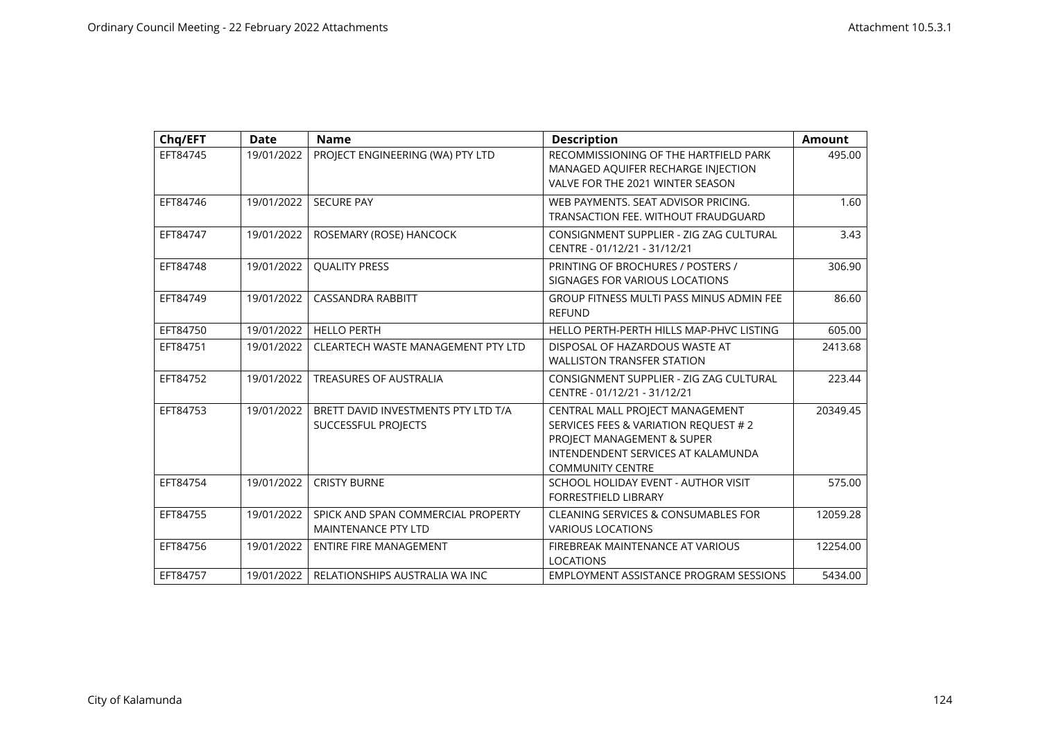| Chq/EFT | Date | Name | Description | Amount |
|---|---|---|---|---|
| EFT84745 | 19/01/2022 | PROJECT ENGINEERING (WA) PTY LTD | RECOMMISSIONING OF THE HARTFIELD PARK MANAGED AQUIFER RECHARGE INJECTION VALVE FOR THE 2021 WINTER SEASON | 495.00 |
| EFT84746 | 19/01/2022 | SECURE PAY | WEB PAYMENTS. SEAT ADVISOR PRICING. TRANSACTION FEE. WITHOUT FRAUDGUARD | 1.60 |
| EFT84747 | 19/01/2022 | ROSEMARY (ROSE) HANCOCK | CONSIGNMENT SUPPLIER - ZIG ZAG CULTURAL CENTRE - 01/12/21 - 31/12/21 | 3.43 |
| EFT84748 | 19/01/2022 | QUALITY PRESS | PRINTING OF BROCHURES / POSTERS / SIGNAGES FOR VARIOUS LOCATIONS | 306.90 |
| EFT84749 | 19/01/2022 | CASSANDRA RABBITT | GROUP FITNESS MULTI PASS MINUS ADMIN FEE REFUND | 86.60 |
| EFT84750 | 19/01/2022 | HELLO PERTH | HELLO PERTH-PERTH HILLS MAP-PHVC LISTING | 605.00 |
| EFT84751 | 19/01/2022 | CLEARTECH WASTE MANAGEMENT PTY LTD | DISPOSAL OF HAZARDOUS WASTE AT WALLISTON TRANSFER STATION | 2413.68 |
| EFT84752 | 19/01/2022 | TREASURES OF AUSTRALIA | CONSIGNMENT SUPPLIER - ZIG ZAG CULTURAL CENTRE - 01/12/21 - 31/12/21 | 223.44 |
| EFT84753 | 19/01/2022 | BRETT DAVID INVESTMENTS PTY LTD T/A SUCCESSFUL PROJECTS | CENTRAL MALL PROJECT MANAGEMENT SERVICES FEES & VARIATION REQUEST # 2 PROJECT MANAGEMENT & SUPER INTENDENDENT SERVICES AT KALAMUNDA COMMUNITY CENTRE | 20349.45 |
| EFT84754 | 19/01/2022 | CRISTY BURNE | SCHOOL HOLIDAY EVENT - AUTHOR VISIT FORRESTFIELD LIBRARY | 575.00 |
| EFT84755 | 19/01/2022 | SPICK AND SPAN COMMERCIAL PROPERTY MAINTENANCE PTY LTD | CLEANING SERVICES & CONSUMABLES FOR VARIOUS LOCATIONS | 12059.28 |
| EFT84756 | 19/01/2022 | ENTIRE FIRE MANAGEMENT | FIREBREAK MAINTENANCE AT VARIOUS LOCATIONS | 12254.00 |
| EFT84757 | 19/01/2022 | RELATIONSHIPS AUSTRALIA WA INC | EMPLOYMENT ASSISTANCE PROGRAM SESSIONS | 5434.00 |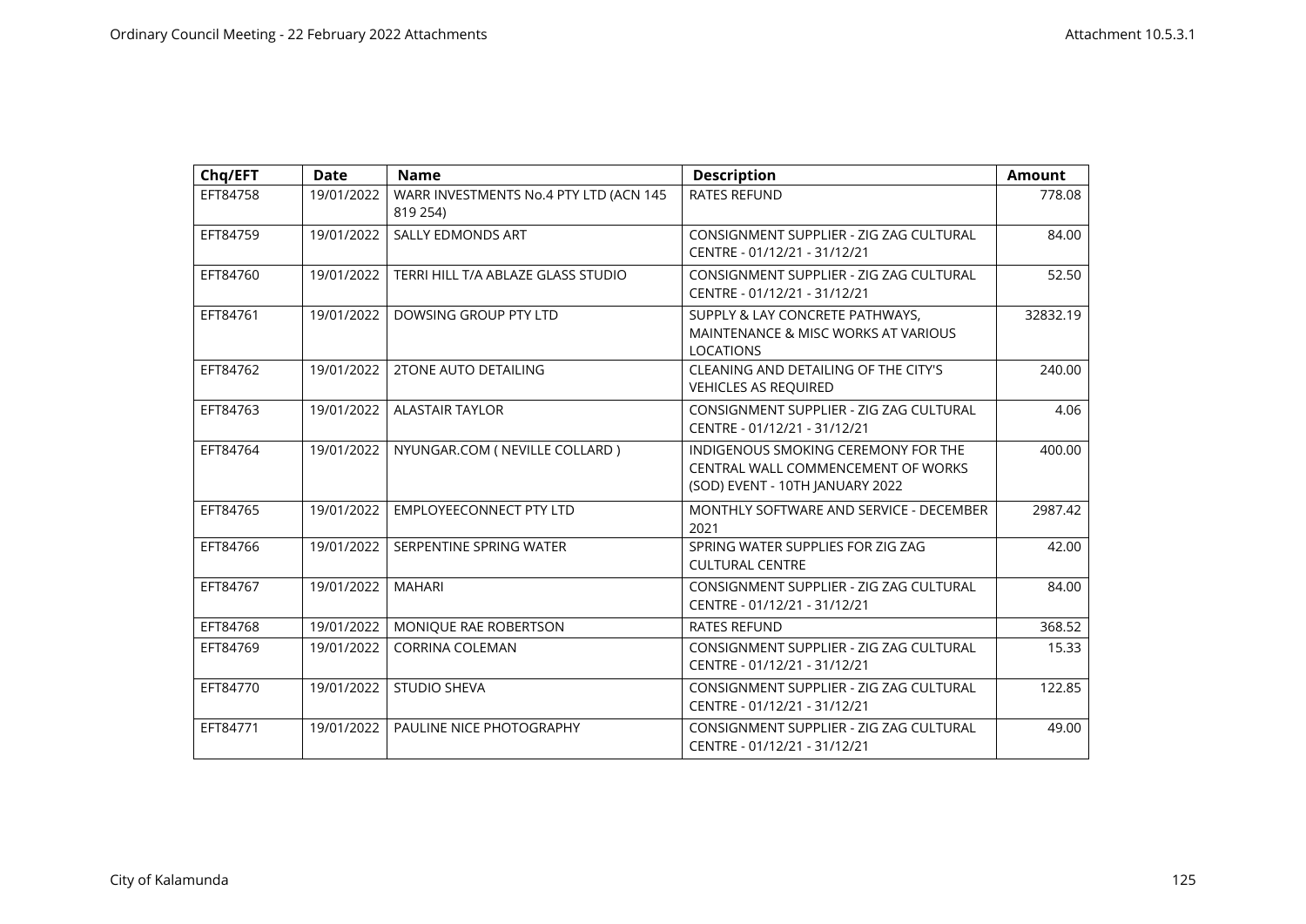| Chq/EFT | Date | Name | Description | Amount |
|---|---|---|---|---|
| EFT84758 | 19/01/2022 | WARR INVESTMENTS No.4 PTY LTD (ACN 145 819 254) | RATES REFUND | 778.08 |
| EFT84759 | 19/01/2022 | SALLY EDMONDS ART | CONSIGNMENT SUPPLIER - ZIG ZAG CULTURAL CENTRE - 01/12/21 - 31/12/21 | 84.00 |
| EFT84760 | 19/01/2022 | TERRI HILL T/A ABLAZE GLASS STUDIO | CONSIGNMENT SUPPLIER - ZIG ZAG CULTURAL CENTRE - 01/12/21 - 31/12/21 | 52.50 |
| EFT84761 | 19/01/2022 | DOWSING GROUP PTY LTD | SUPPLY & LAY CONCRETE PATHWAYS, MAINTENANCE & MISC WORKS AT VARIOUS LOCATIONS | 32832.19 |
| EFT84762 | 19/01/2022 | 2TONE AUTO DETAILING | CLEANING AND DETAILING OF THE CITY'S VEHICLES AS REQUIRED | 240.00 |
| EFT84763 | 19/01/2022 | ALASTAIR TAYLOR | CONSIGNMENT SUPPLIER - ZIG ZAG CULTURAL CENTRE - 01/12/21 - 31/12/21 | 4.06 |
| EFT84764 | 19/01/2022 | NYUNGAR.COM ( NEVILLE COLLARD ) | INDIGENOUS SMOKING CEREMONY FOR THE CENTRAL WALL COMMENCEMENT OF WORKS (SOD) EVENT - 10TH JANUARY 2022 | 400.00 |
| EFT84765 | 19/01/2022 | EMPLOYEECONNECT PTY LTD | MONTHLY SOFTWARE AND SERVICE - DECEMBER 2021 | 2987.42 |
| EFT84766 | 19/01/2022 | SERPENTINE SPRING WATER | SPRING WATER SUPPLIES FOR ZIG ZAG CULTURAL CENTRE | 42.00 |
| EFT84767 | 19/01/2022 | MAHARI | CONSIGNMENT SUPPLIER - ZIG ZAG CULTURAL CENTRE - 01/12/21 - 31/12/21 | 84.00 |
| EFT84768 | 19/01/2022 | MONIQUE RAE ROBERTSON | RATES REFUND | 368.52 |
| EFT84769 | 19/01/2022 | CORRINA COLEMAN | CONSIGNMENT SUPPLIER - ZIG ZAG CULTURAL CENTRE - 01/12/21 - 31/12/21 | 15.33 |
| EFT84770 | 19/01/2022 | STUDIO SHEVA | CONSIGNMENT SUPPLIER - ZIG ZAG CULTURAL CENTRE - 01/12/21 - 31/12/21 | 122.85 |
| EFT84771 | 19/01/2022 | PAULINE NICE PHOTOGRAPHY | CONSIGNMENT SUPPLIER - ZIG ZAG CULTURAL CENTRE - 01/12/21 - 31/12/21 | 49.00 |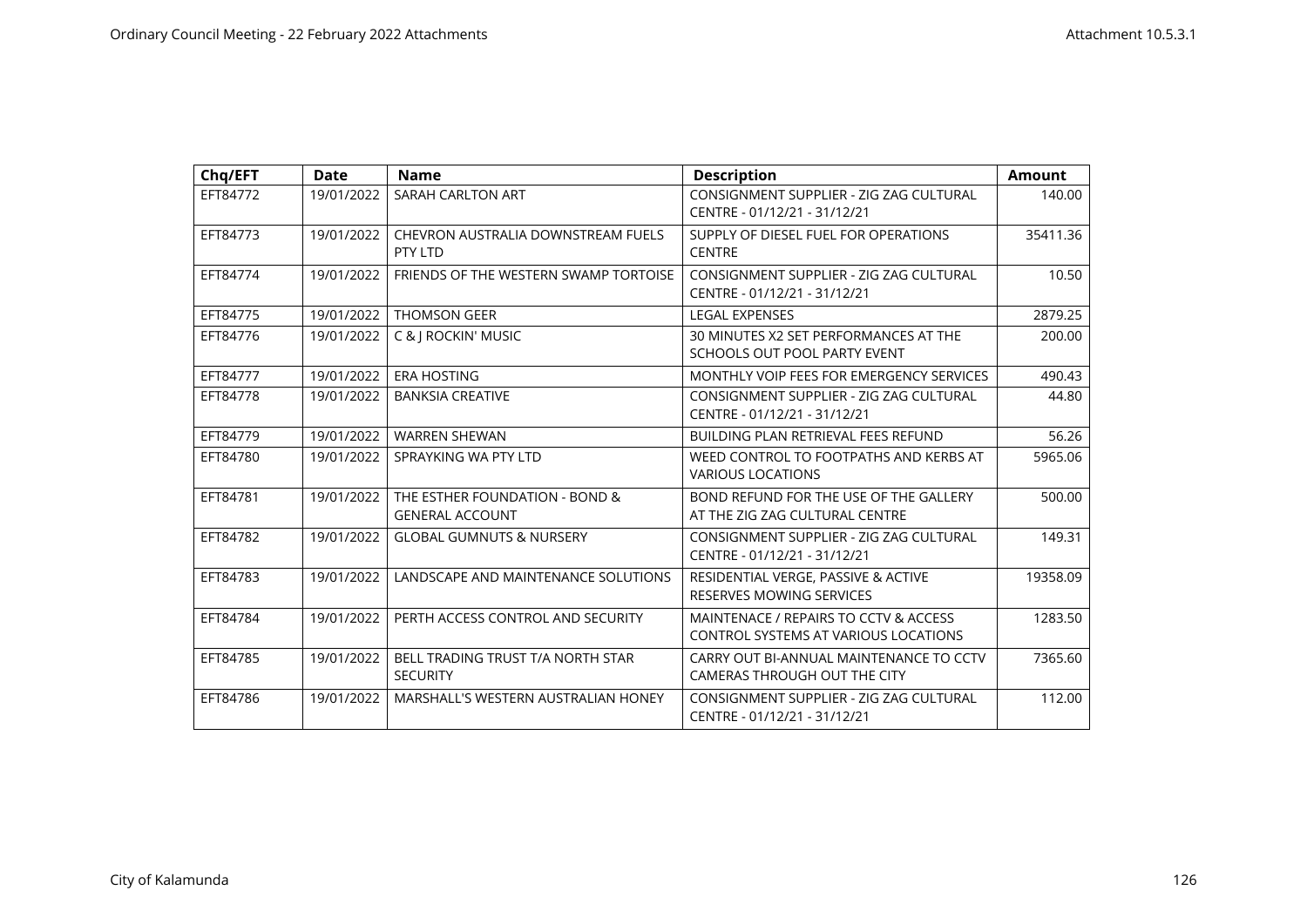| Chq/EFT | Date | Name | Description | Amount |
|---|---|---|---|---|
| EFT84772 | 19/01/2022 | SARAH CARLTON ART | CONSIGNMENT SUPPLIER - ZIG ZAG CULTURAL CENTRE - 01/12/21 - 31/12/21 | 140.00 |
| EFT84773 | 19/01/2022 | CHEVRON AUSTRALIA DOWNSTREAM FUELS PTY LTD | SUPPLY OF DIESEL FUEL FOR OPERATIONS CENTRE | 35411.36 |
| EFT84774 | 19/01/2022 | FRIENDS OF THE WESTERN SWAMP TORTOISE | CONSIGNMENT SUPPLIER - ZIG ZAG CULTURAL CENTRE - 01/12/21 - 31/12/21 | 10.50 |
| EFT84775 | 19/01/2022 | THOMSON GEER | LEGAL EXPENSES | 2879.25 |
| EFT84776 | 19/01/2022 | C & J ROCKIN' MUSIC | 30 MINUTES X2 SET PERFORMANCES AT THE SCHOOLS OUT POOL PARTY EVENT | 200.00 |
| EFT84777 | 19/01/2022 | ERA HOSTING | MONTHLY VOIP FEES FOR EMERGENCY SERVICES | 490.43 |
| EFT84778 | 19/01/2022 | BANKSIA CREATIVE | CONSIGNMENT SUPPLIER - ZIG ZAG CULTURAL CENTRE - 01/12/21 - 31/12/21 | 44.80 |
| EFT84779 | 19/01/2022 | WARREN SHEWAN | BUILDING PLAN RETRIEVAL FEES REFUND | 56.26 |
| EFT84780 | 19/01/2022 | SPRAYKING WA PTY LTD | WEED CONTROL TO FOOTPATHS AND KERBS AT VARIOUS LOCATIONS | 5965.06 |
| EFT84781 | 19/01/2022 | THE ESTHER FOUNDATION - BOND & GENERAL ACCOUNT | BOND REFUND FOR THE USE OF THE GALLERY AT THE ZIG ZAG CULTURAL CENTRE | 500.00 |
| EFT84782 | 19/01/2022 | GLOBAL GUMNUTS & NURSERY | CONSIGNMENT SUPPLIER - ZIG ZAG CULTURAL CENTRE - 01/12/21 - 31/12/21 | 149.31 |
| EFT84783 | 19/01/2022 | LANDSCAPE AND MAINTENANCE SOLUTIONS | RESIDENTIAL VERGE, PASSIVE & ACTIVE RESERVES MOWING SERVICES | 19358.09 |
| EFT84784 | 19/01/2022 | PERTH ACCESS CONTROL AND SECURITY | MAINTENACE / REPAIRS TO CCTV & ACCESS CONTROL SYSTEMS AT VARIOUS LOCATIONS | 1283.50 |
| EFT84785 | 19/01/2022 | BELL TRADING TRUST T/A NORTH STAR SECURITY | CARRY OUT BI-ANNUAL MAINTENANCE TO CCTV CAMERAS THROUGH OUT THE CITY | 7365.60 |
| EFT84786 | 19/01/2022 | MARSHALL'S WESTERN AUSTRALIAN HONEY | CONSIGNMENT SUPPLIER - ZIG ZAG CULTURAL CENTRE - 01/12/21 - 31/12/21 | 112.00 |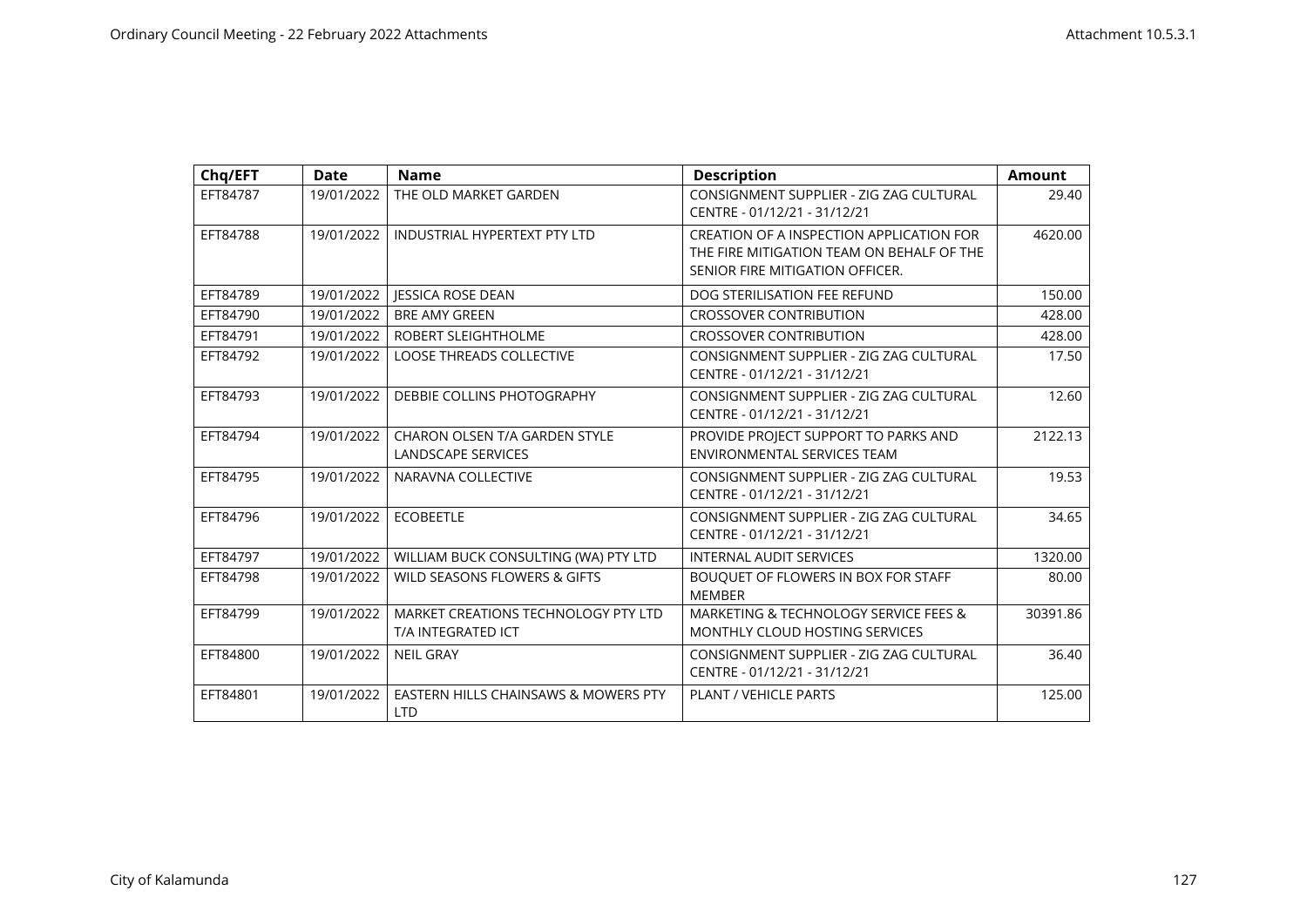| Chq/EFT | Date | Name | Description | Amount |
|---|---|---|---|---|
| EFT84787 | 19/01/2022 | THE OLD MARKET GARDEN | CONSIGNMENT SUPPLIER - ZIG ZAG CULTURAL CENTRE - 01/12/21 - 31/12/21 | 29.40 |
| EFT84788 | 19/01/2022 | INDUSTRIAL HYPERTEXT PTY LTD | CREATION OF A INSPECTION APPLICATION FOR THE FIRE MITIGATION TEAM ON BEHALF OF THE SENIOR FIRE MITIGATION OFFICER. | 4620.00 |
| EFT84789 | 19/01/2022 | JESSICA ROSE DEAN | DOG STERILISATION FEE REFUND | 150.00 |
| EFT84790 | 19/01/2022 | BRE AMY GREEN | CROSSOVER CONTRIBUTION | 428.00 |
| EFT84791 | 19/01/2022 | ROBERT SLEIGHTHOLME | CROSSOVER CONTRIBUTION | 428.00 |
| EFT84792 | 19/01/2022 | LOOSE THREADS COLLECTIVE | CONSIGNMENT SUPPLIER - ZIG ZAG CULTURAL CENTRE - 01/12/21 - 31/12/21 | 17.50 |
| EFT84793 | 19/01/2022 | DEBBIE COLLINS PHOTOGRAPHY | CONSIGNMENT SUPPLIER - ZIG ZAG CULTURAL CENTRE - 01/12/21 - 31/12/21 | 12.60 |
| EFT84794 | 19/01/2022 | CHARON OLSEN T/A GARDEN STYLE LANDSCAPE SERVICES | PROVIDE PROJECT SUPPORT TO PARKS AND ENVIRONMENTAL SERVICES TEAM | 2122.13 |
| EFT84795 | 19/01/2022 | NARAVNA COLLECTIVE | CONSIGNMENT SUPPLIER - ZIG ZAG CULTURAL CENTRE - 01/12/21 - 31/12/21 | 19.53 |
| EFT84796 | 19/01/2022 | ECOBEETLE | CONSIGNMENT SUPPLIER - ZIG ZAG CULTURAL CENTRE - 01/12/21 - 31/12/21 | 34.65 |
| EFT84797 | 19/01/2022 | WILLIAM BUCK CONSULTING (WA) PTY LTD | INTERNAL AUDIT SERVICES | 1320.00 |
| EFT84798 | 19/01/2022 | WILD SEASONS FLOWERS & GIFTS | BOUQUET OF FLOWERS IN BOX FOR STAFF MEMBER | 80.00 |
| EFT84799 | 19/01/2022 | MARKET CREATIONS TECHNOLOGY PTY LTD T/A INTEGRATED ICT | MARKETING & TECHNOLOGY SERVICE FEES & MONTHLY CLOUD HOSTING SERVICES | 30391.86 |
| EFT84800 | 19/01/2022 | NEIL GRAY | CONSIGNMENT SUPPLIER - ZIG ZAG CULTURAL CENTRE - 01/12/21 - 31/12/21 | 36.40 |
| EFT84801 | 19/01/2022 | EASTERN HILLS CHAINSAWS & MOWERS PTY LTD | PLANT / VEHICLE PARTS | 125.00 |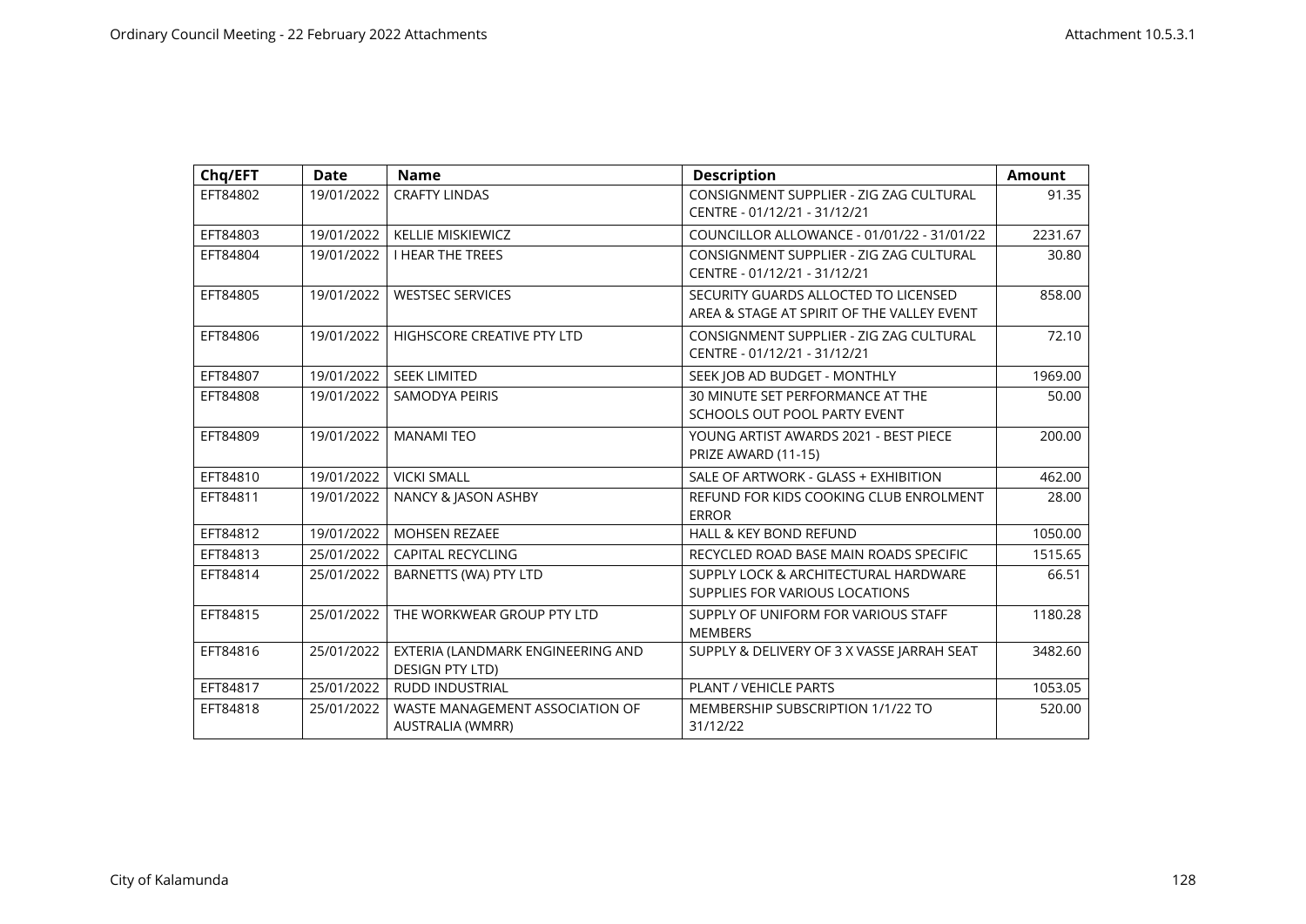| Chq/EFT | Date | Name | Description | Amount |
|---|---|---|---|---|
| EFT84802 | 19/01/2022 | CRAFTY LINDAS | CONSIGNMENT SUPPLIER - ZIG ZAG CULTURAL CENTRE - 01/12/21 - 31/12/21 | 91.35 |
| EFT84803 | 19/01/2022 | KELLIE MISKIEWICZ | COUNCILLOR ALLOWANCE - 01/01/22 - 31/01/22 | 2231.67 |
| EFT84804 | 19/01/2022 | I HEAR THE TREES | CONSIGNMENT SUPPLIER - ZIG ZAG CULTURAL CENTRE - 01/12/21 - 31/12/21 | 30.80 |
| EFT84805 | 19/01/2022 | WESTSEC SERVICES | SECURITY GUARDS ALLOCTED TO LICENSED AREA & STAGE AT SPIRIT OF THE VALLEY EVENT | 858.00 |
| EFT84806 | 19/01/2022 | HIGHSCORE CREATIVE PTY LTD | CONSIGNMENT SUPPLIER - ZIG ZAG CULTURAL CENTRE - 01/12/21 - 31/12/21 | 72.10 |
| EFT84807 | 19/01/2022 | SEEK LIMITED | SEEK JOB AD BUDGET - MONTHLY | 1969.00 |
| EFT84808 | 19/01/2022 | SAMODYA PEIRIS | 30 MINUTE SET PERFORMANCE AT THE SCHOOLS OUT POOL PARTY EVENT | 50.00 |
| EFT84809 | 19/01/2022 | MANAMI TEO | YOUNG ARTIST AWARDS 2021 - BEST PIECE PRIZE AWARD (11-15) | 200.00 |
| EFT84810 | 19/01/2022 | VICKI SMALL | SALE OF ARTWORK - GLASS + EXHIBITION | 462.00 |
| EFT84811 | 19/01/2022 | NANCY & JASON ASHBY | REFUND FOR KIDS COOKING CLUB ENROLMENT ERROR | 28.00 |
| EFT84812 | 19/01/2022 | MOHSEN REZAEE | HALL & KEY BOND REFUND | 1050.00 |
| EFT84813 | 25/01/2022 | CAPITAL RECYCLING | RECYCLED ROAD BASE MAIN ROADS SPECIFIC | 1515.65 |
| EFT84814 | 25/01/2022 | BARNETTS (WA) PTY LTD | SUPPLY LOCK & ARCHITECTURAL HARDWARE SUPPLIES FOR VARIOUS LOCATIONS | 66.51 |
| EFT84815 | 25/01/2022 | THE WORKWEAR GROUP PTY LTD | SUPPLY OF UNIFORM FOR VARIOUS STAFF MEMBERS | 1180.28 |
| EFT84816 | 25/01/2022 | EXTERIA (LANDMARK ENGINEERING AND DESIGN PTY LTD) | SUPPLY & DELIVERY OF 3 X VASSE JARRAH SEAT | 3482.60 |
| EFT84817 | 25/01/2022 | RUDD INDUSTRIAL | PLANT / VEHICLE PARTS | 1053.05 |
| EFT84818 | 25/01/2022 | WASTE MANAGEMENT ASSOCIATION OF AUSTRALIA (WMRR) | MEMBERSHIP SUBSCRIPTION 1/1/22 TO 31/12/22 | 520.00 |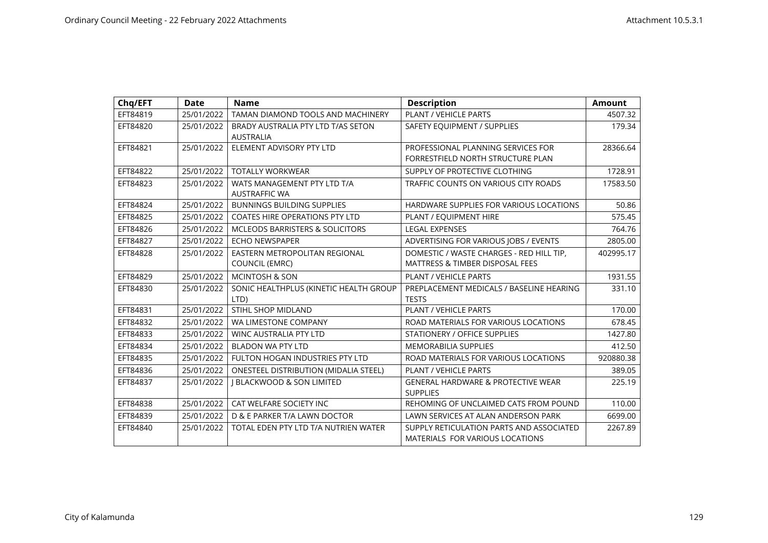| Chq/EFT | Date | Name | Description | Amount |
|---|---|---|---|---|
| EFT84819 | 25/01/2022 | TAMAN DIAMOND TOOLS AND MACHINERY | PLANT / VEHICLE PARTS | 4507.32 |
| EFT84820 | 25/01/2022 | BRADY AUSTRALIA PTY LTD T/AS SETON AUSTRALIA | SAFETY EQUIPMENT / SUPPLIES | 179.34 |
| EFT84821 | 25/01/2022 | ELEMENT ADVISORY PTY LTD | PROFESSIONAL PLANNING SERVICES FOR FORRESTFIELD NORTH STRUCTURE PLAN | 28366.64 |
| EFT84822 | 25/01/2022 | TOTALLY WORKWEAR | SUPPLY OF PROTECTIVE CLOTHING | 1728.91 |
| EFT84823 | 25/01/2022 | WATS MANAGEMENT PTY LTD T/A AUSTRAFFIC WA | TRAFFIC COUNTS ON VARIOUS CITY ROADS | 17583.50 |
| EFT84824 | 25/01/2022 | BUNNINGS BUILDING SUPPLIES | HARDWARE SUPPLIES FOR VARIOUS LOCATIONS | 50.86 |
| EFT84825 | 25/01/2022 | COATES HIRE OPERATIONS PTY LTD | PLANT / EQUIPMENT HIRE | 575.45 |
| EFT84826 | 25/01/2022 | MCLEODS BARRISTERS & SOLICITORS | LEGAL EXPENSES | 764.76 |
| EFT84827 | 25/01/2022 | ECHO NEWSPAPER | ADVERTISING FOR VARIOUS JOBS / EVENTS | 2805.00 |
| EFT84828 | 25/01/2022 | EASTERN METROPOLITAN REGIONAL COUNCIL (EMRC) | DOMESTIC / WASTE CHARGES - RED HILL TIP, MATTRESS & TIMBER DISPOSAL FEES | 402995.17 |
| EFT84829 | 25/01/2022 | MCINTOSH & SON | PLANT / VEHICLE PARTS | 1931.55 |
| EFT84830 | 25/01/2022 | SONIC HEALTHPLUS (KINETIC HEALTH GROUP LTD) | PREPLACEMENT MEDICALS / BASELINE HEARING TESTS | 331.10 |
| EFT84831 | 25/01/2022 | STIHL SHOP MIDLAND | PLANT / VEHICLE PARTS | 170.00 |
| EFT84832 | 25/01/2022 | WA LIMESTONE COMPANY | ROAD MATERIALS FOR VARIOUS LOCATIONS | 678.45 |
| EFT84833 | 25/01/2022 | WINC AUSTRALIA PTY LTD | STATIONERY / OFFICE SUPPLIES | 1427.80 |
| EFT84834 | 25/01/2022 | BLADON WA PTY LTD | MEMORABILIA SUPPLIES | 412.50 |
| EFT84835 | 25/01/2022 | FULTON HOGAN INDUSTRIES PTY LTD | ROAD MATERIALS FOR VARIOUS LOCATIONS | 920880.38 |
| EFT84836 | 25/01/2022 | ONESTEEL DISTRIBUTION (MIDALIA STEEL) | PLANT / VEHICLE PARTS | 389.05 |
| EFT84837 | 25/01/2022 | J BLACKWOOD & SON LIMITED | GENERAL HARDWARE & PROTECTIVE WEAR SUPPLIES | 225.19 |
| EFT84838 | 25/01/2022 | CAT WELFARE SOCIETY INC | REHOMING OF UNCLAIMED CATS FROM POUND | 110.00 |
| EFT84839 | 25/01/2022 | D & E PARKER T/A LAWN DOCTOR | LAWN SERVICES AT ALAN ANDERSON PARK | 6699.00 |
| EFT84840 | 25/01/2022 | TOTAL EDEN PTY LTD T/A NUTRIEN WATER | SUPPLY RETICULATION PARTS AND ASSOCIATED MATERIALS FOR VARIOUS LOCATIONS | 2267.89 |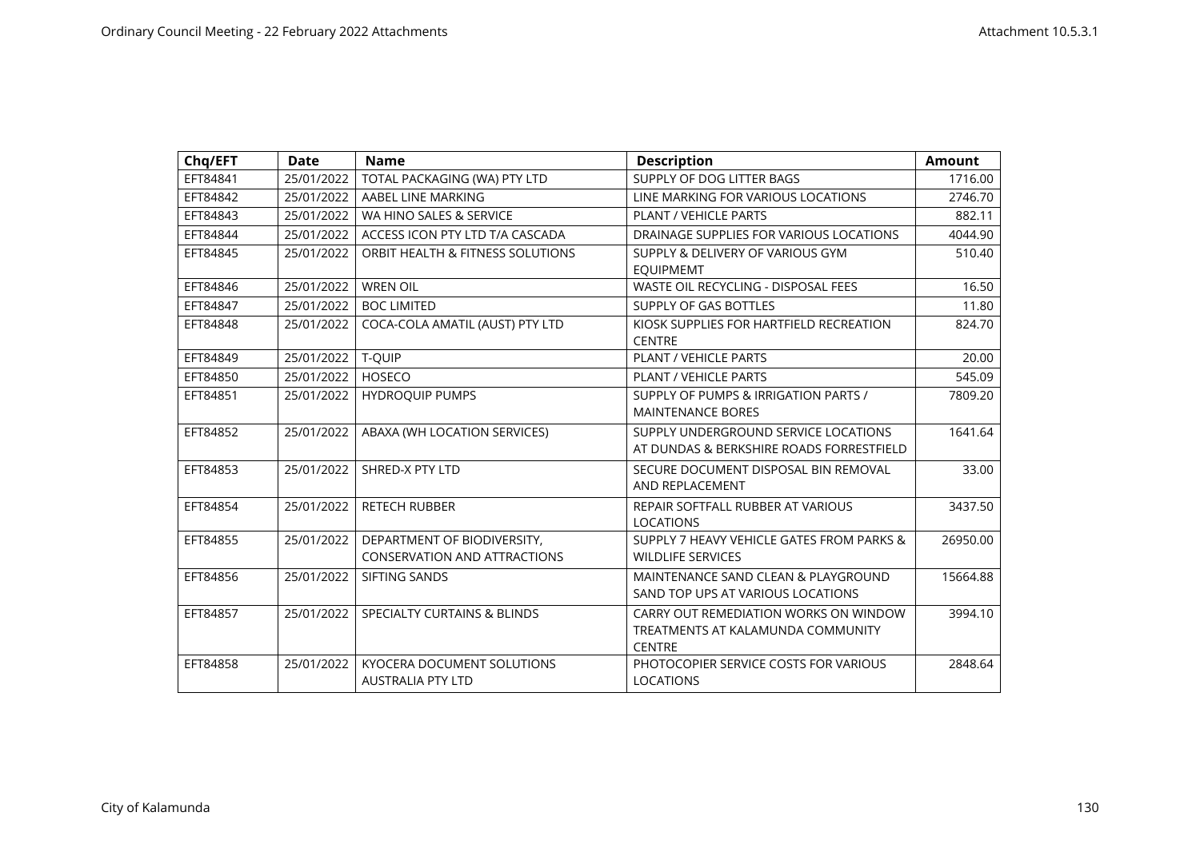| Chq/EFT | Date | Name | Description | Amount |
|---|---|---|---|---|
| EFT84841 | 25/01/2022 | TOTAL PACKAGING (WA) PTY LTD | SUPPLY OF DOG LITTER BAGS | 1716.00 |
| EFT84842 | 25/01/2022 | AABEL LINE MARKING | LINE MARKING FOR VARIOUS LOCATIONS | 2746.70 |
| EFT84843 | 25/01/2022 | WA HINO SALES & SERVICE | PLANT / VEHICLE PARTS | 882.11 |
| EFT84844 | 25/01/2022 | ACCESS ICON PTY LTD T/A CASCADA | DRAINAGE SUPPLIES FOR VARIOUS LOCATIONS | 4044.90 |
| EFT84845 | 25/01/2022 | ORBIT HEALTH & FITNESS SOLUTIONS | SUPPLY & DELIVERY OF VARIOUS GYM EQUIPMEMT | 510.40 |
| EFT84846 | 25/01/2022 | WREN OIL | WASTE OIL RECYCLING - DISPOSAL FEES | 16.50 |
| EFT84847 | 25/01/2022 | BOC LIMITED | SUPPLY OF GAS BOTTLES | 11.80 |
| EFT84848 | 25/01/2022 | COCA-COLA AMATIL (AUST) PTY LTD | KIOSK SUPPLIES FOR HARTFIELD RECREATION CENTRE | 824.70 |
| EFT84849 | 25/01/2022 | T-QUIP | PLANT / VEHICLE PARTS | 20.00 |
| EFT84850 | 25/01/2022 | HOSECO | PLANT / VEHICLE PARTS | 545.09 |
| EFT84851 | 25/01/2022 | HYDROQUIP PUMPS | SUPPLY OF PUMPS & IRRIGATION PARTS / MAINTENANCE BORES | 7809.20 |
| EFT84852 | 25/01/2022 | ABAXA (WH LOCATION SERVICES) | SUPPLY UNDERGROUND SERVICE LOCATIONS AT DUNDAS & BERKSHIRE ROADS FORRESTFIELD | 1641.64 |
| EFT84853 | 25/01/2022 | SHRED-X PTY LTD | SECURE DOCUMENT DISPOSAL BIN REMOVAL AND REPLACEMENT | 33.00 |
| EFT84854 | 25/01/2022 | RETECH RUBBER | REPAIR SOFTFALL RUBBER AT VARIOUS LOCATIONS | 3437.50 |
| EFT84855 | 25/01/2022 | DEPARTMENT OF BIODIVERSITY, CONSERVATION AND ATTRACTIONS | SUPPLY 7 HEAVY VEHICLE GATES FROM PARKS & WILDLIFE SERVICES | 26950.00 |
| EFT84856 | 25/01/2022 | SIFTING SANDS | MAINTENANCE SAND CLEAN & PLAYGROUND SAND TOP UPS AT VARIOUS LOCATIONS | 15664.88 |
| EFT84857 | 25/01/2022 | SPECIALTY CURTAINS & BLINDS | CARRY OUT REMEDIATION WORKS ON WINDOW TREATMENTS AT KALAMUNDA COMMUNITY CENTRE | 3994.10 |
| EFT84858 | 25/01/2022 | KYOCERA DOCUMENT SOLUTIONS AUSTRALIA PTY LTD | PHOTOCOPIER SERVICE COSTS FOR VARIOUS LOCATIONS | 2848.64 |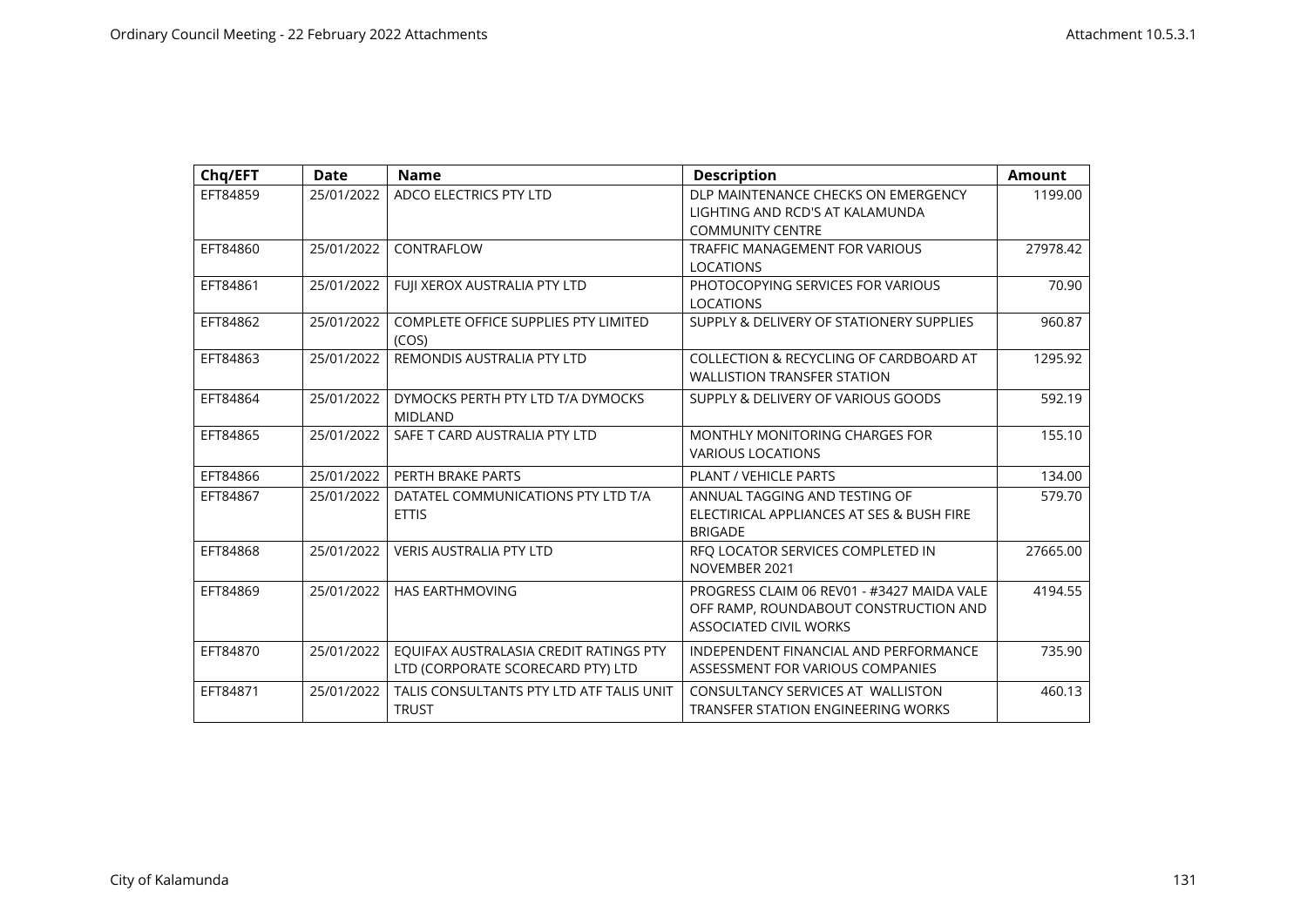| Chq/EFT | Date | Name | Description | Amount |
|---|---|---|---|---|
| EFT84859 | 25/01/2022 | ADCO ELECTRICS PTY LTD | DLP MAINTENANCE CHECKS ON EMERGENCY LIGHTING AND RCD'S AT KALAMUNDA COMMUNITY CENTRE | 1199.00 |
| EFT84860 | 25/01/2022 | CONTRAFLOW | TRAFFIC MANAGEMENT FOR VARIOUS LOCATIONS | 27978.42 |
| EFT84861 | 25/01/2022 | FUJI XEROX AUSTRALIA PTY LTD | PHOTOCOPYING SERVICES FOR VARIOUS LOCATIONS | 70.90 |
| EFT84862 | 25/01/2022 | COMPLETE OFFICE SUPPLIES PTY LIMITED (COS) | SUPPLY & DELIVERY OF STATIONERY SUPPLIES | 960.87 |
| EFT84863 | 25/01/2022 | REMONDIS AUSTRALIA PTY LTD | COLLECTION & RECYCLING OF CARDBOARD AT WALLISTION TRANSFER STATION | 1295.92 |
| EFT84864 | 25/01/2022 | DYMOCKS PERTH PTY LTD T/A DYMOCKS MIDLAND | SUPPLY & DELIVERY OF VARIOUS GOODS | 592.19 |
| EFT84865 | 25/01/2022 | SAFE T CARD AUSTRALIA PTY LTD | MONTHLY MONITORING CHARGES FOR VARIOUS LOCATIONS | 155.10 |
| EFT84866 | 25/01/2022 | PERTH BRAKE PARTS | PLANT / VEHICLE PARTS | 134.00 |
| EFT84867 | 25/01/2022 | DATATEL COMMUNICATIONS PTY LTD T/A ETTIS | ANNUAL TAGGING AND TESTING OF ELECTIRICAL APPLIANCES AT SES & BUSH FIRE BRIGADE | 579.70 |
| EFT84868 | 25/01/2022 | VERIS AUSTRALIA PTY LTD | RFQ LOCATOR SERVICES COMPLETED IN NOVEMBER 2021 | 27665.00 |
| EFT84869 | 25/01/2022 | HAS EARTHMOVING | PROGRESS CLAIM 06 REV01 - #3427 MAIDA VALE OFF RAMP, ROUNDABOUT CONSTRUCTION AND ASSOCIATED CIVIL WORKS | 4194.55 |
| EFT84870 | 25/01/2022 | EQUIFAX AUSTRALASIA CREDIT RATINGS PTY LTD (CORPORATE SCORECARD PTY) LTD | INDEPENDENT FINANCIAL AND PERFORMANCE ASSESSMENT FOR VARIOUS COMPANIES | 735.90 |
| EFT84871 | 25/01/2022 | TALIS CONSULTANTS PTY LTD ATF TALIS UNIT TRUST | CONSULTANCY SERVICES AT WALLISTON TRANSFER STATION ENGINEERING WORKS | 460.13 |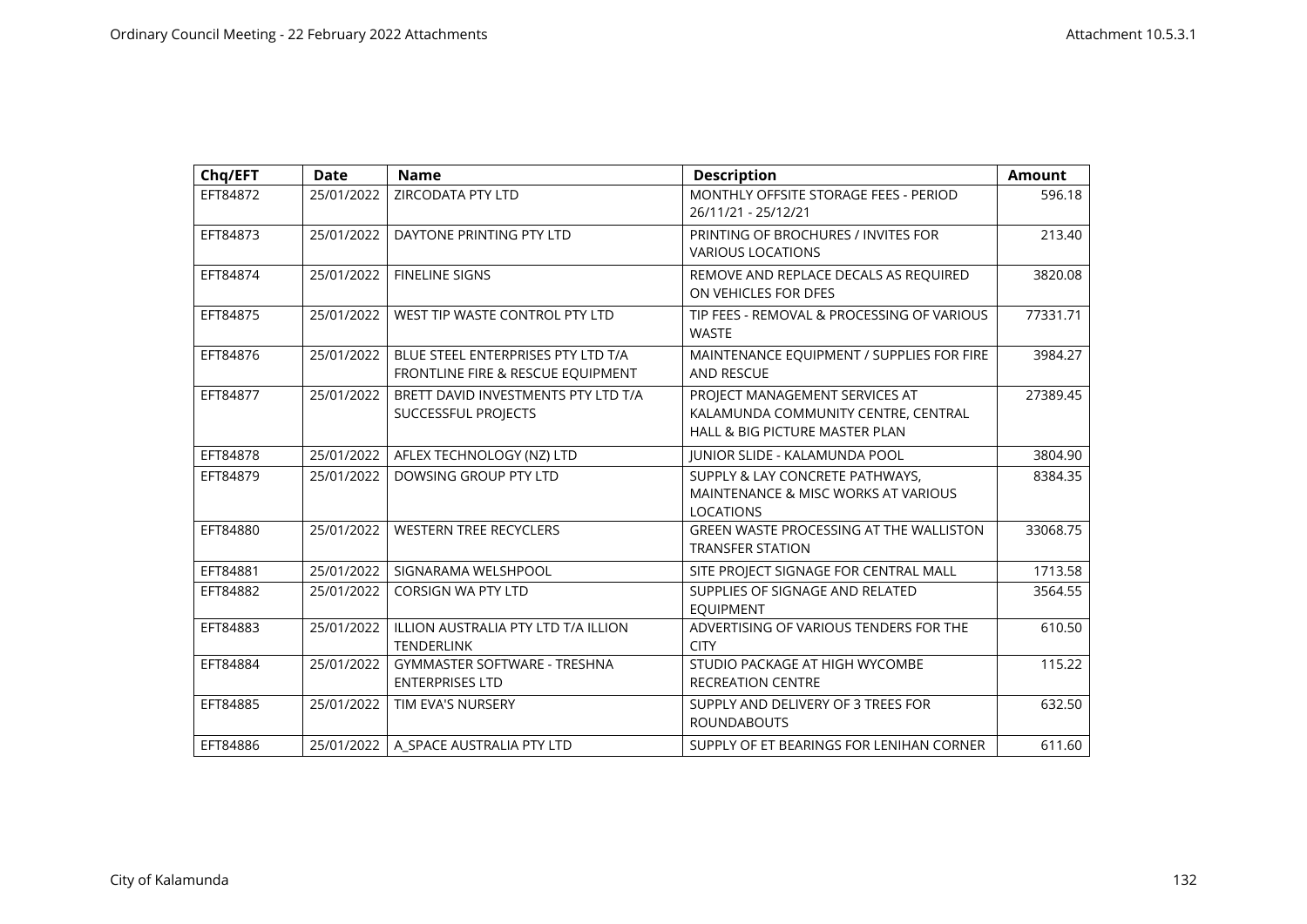| Chq/EFT | Date | Name | Description | Amount |
|---|---|---|---|---|
| EFT84872 | 25/01/2022 | ZIRCODATA PTY LTD | MONTHLY OFFSITE STORAGE FEES - PERIOD 26/11/21 - 25/12/21 | 596.18 |
| EFT84873 | 25/01/2022 | DAYTONE PRINTING PTY LTD | PRINTING OF BROCHURES / INVITES FOR VARIOUS LOCATIONS | 213.40 |
| EFT84874 | 25/01/2022 | FINELINE SIGNS | REMOVE AND REPLACE DECALS AS REQUIRED ON VEHICLES FOR DFES | 3820.08 |
| EFT84875 | 25/01/2022 | WEST TIP WASTE CONTROL PTY LTD | TIP FEES - REMOVAL & PROCESSING OF VARIOUS WASTE | 77331.71 |
| EFT84876 | 25/01/2022 | BLUE STEEL ENTERPRISES PTY LTD T/A FRONTLINE FIRE & RESCUE EQUIPMENT | MAINTENANCE EQUIPMENT / SUPPLIES FOR FIRE AND RESCUE | 3984.27 |
| EFT84877 | 25/01/2022 | BRETT DAVID INVESTMENTS PTY LTD T/A SUCCESSFUL PROJECTS | PROJECT MANAGEMENT SERVICES AT KALAMUNDA COMMUNITY CENTRE, CENTRAL HALL & BIG PICTURE MASTER PLAN | 27389.45 |
| EFT84878 | 25/01/2022 | AFLEX TECHNOLOGY (NZ) LTD | JUNIOR SLIDE - KALAMUNDA POOL | 3804.90 |
| EFT84879 | 25/01/2022 | DOWSING GROUP PTY LTD | SUPPLY & LAY CONCRETE PATHWAYS, MAINTENANCE & MISC WORKS AT VARIOUS LOCATIONS | 8384.35 |
| EFT84880 | 25/01/2022 | WESTERN TREE RECYCLERS | GREEN WASTE PROCESSING AT THE WALLISTON TRANSFER STATION | 33068.75 |
| EFT84881 | 25/01/2022 | SIGNARAMA WELSHPOOL | SITE PROJECT SIGNAGE FOR CENTRAL MALL | 1713.58 |
| EFT84882 | 25/01/2022 | CORSIGN WA PTY LTD | SUPPLIES OF SIGNAGE AND RELATED EQUIPMENT | 3564.55 |
| EFT84883 | 25/01/2022 | ILLION AUSTRALIA PTY LTD T/A ILLION TENDERLINK | ADVERTISING OF VARIOUS TENDERS FOR THE CITY | 610.50 |
| EFT84884 | 25/01/2022 | GYMMASTER SOFTWARE - TRESHNA ENTERPRISES LTD | STUDIO PACKAGE AT HIGH WYCOMBE RECREATION CENTRE | 115.22 |
| EFT84885 | 25/01/2022 | TIM EVA'S NURSERY | SUPPLY AND DELIVERY OF 3 TREES FOR ROUNDABOUTS | 632.50 |
| EFT84886 | 25/01/2022 | A_SPACE AUSTRALIA PTY LTD | SUPPLY OF ET BEARINGS FOR LENIHAN CORNER | 611.60 |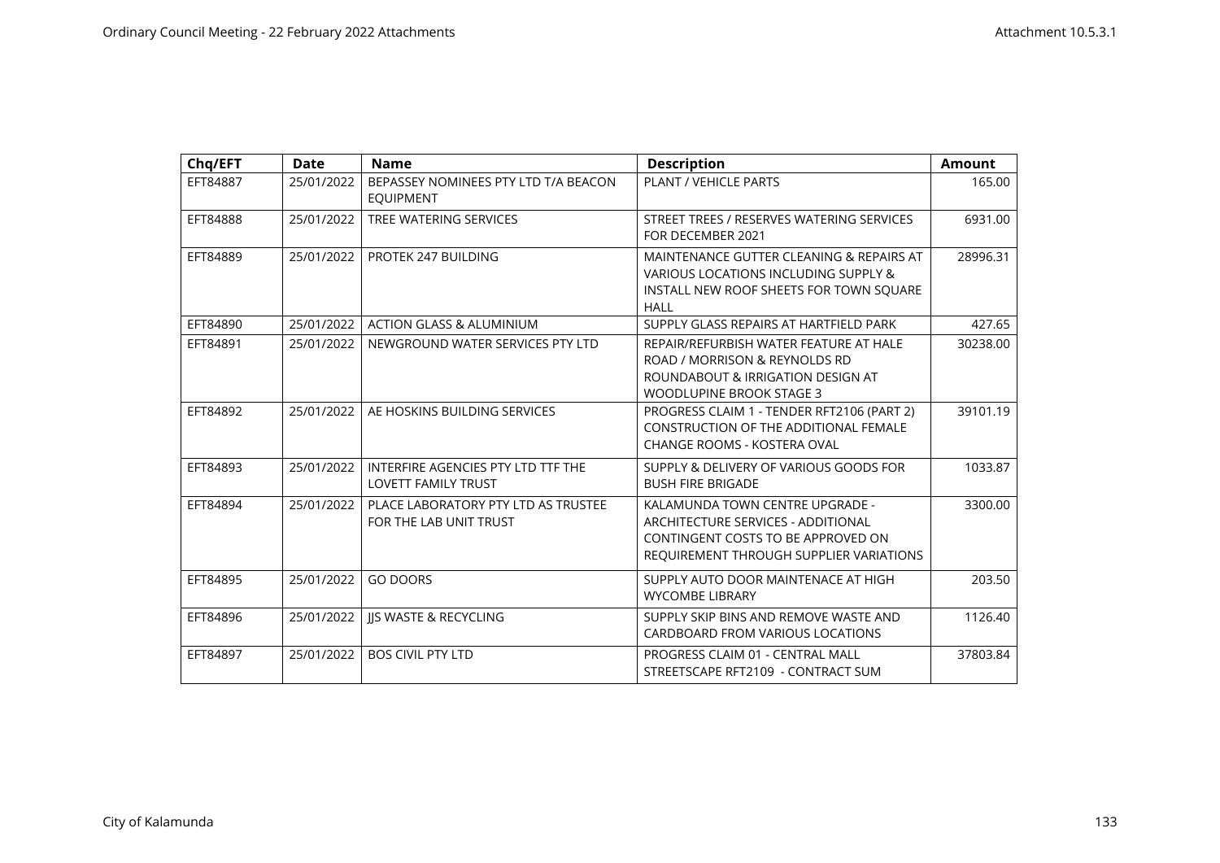| Chq/EFT | Date | Name | Description | Amount |
|---|---|---|---|---|
| EFT84887 | 25/01/2022 | BEPASSEY NOMINEES PTY LTD T/A BEACON EQUIPMENT | PLANT / VEHICLE PARTS | 165.00 |
| EFT84888 | 25/01/2022 | TREE WATERING SERVICES | STREET TREES / RESERVES WATERING SERVICES FOR DECEMBER 2021 | 6931.00 |
| EFT84889 | 25/01/2022 | PROTEK 247 BUILDING | MAINTENANCE GUTTER CLEANING & REPAIRS AT VARIOUS LOCATIONS INCLUDING SUPPLY & INSTALL NEW ROOF SHEETS FOR TOWN SQUARE HALL | 28996.31 |
| EFT84890 | 25/01/2022 | ACTION GLASS & ALUMINIUM | SUPPLY GLASS REPAIRS AT HARTFIELD PARK | 427.65 |
| EFT84891 | 25/01/2022 | NEWGROUND WATER SERVICES PTY LTD | REPAIR/REFURBISH WATER FEATURE AT HALE ROAD / MORRISON & REYNOLDS RD ROUNDABOUT & IRRIGATION DESIGN AT WOODLUPINE BROOK STAGE 3 | 30238.00 |
| EFT84892 | 25/01/2022 | AE HOSKINS BUILDING SERVICES | PROGRESS CLAIM 1 - TENDER RFT2106 (PART 2) CONSTRUCTION OF THE ADDITIONAL FEMALE CHANGE ROOMS - KOSTERA OVAL | 39101.19 |
| EFT84893 | 25/01/2022 | INTERFIRE AGENCIES PTY LTD TTF THE LOVETT FAMILY TRUST | SUPPLY & DELIVERY OF VARIOUS GOODS FOR BUSH FIRE BRIGADE | 1033.87 |
| EFT84894 | 25/01/2022 | PLACE LABORATORY PTY LTD AS TRUSTEE FOR THE LAB UNIT TRUST | KALAMUNDA TOWN CENTRE UPGRADE - ARCHITECTURE SERVICES - ADDITIONAL CONTINGENT COSTS TO BE APPROVED ON REQUIREMENT THROUGH SUPPLIER VARIATIONS | 3300.00 |
| EFT84895 | 25/01/2022 | GO DOORS | SUPPLY AUTO DOOR MAINTENACE AT HIGH WYCOMBE LIBRARY | 203.50 |
| EFT84896 | 25/01/2022 | JJS WASTE & RECYCLING | SUPPLY SKIP BINS AND REMOVE WASTE AND CARDBOARD FROM VARIOUS LOCATIONS | 1126.40 |
| EFT84897 | 25/01/2022 | BOS CIVIL PTY LTD | PROGRESS CLAIM 01 - CENTRAL MALL STREETSCAPE RFT2109 - CONTRACT SUM | 37803.84 |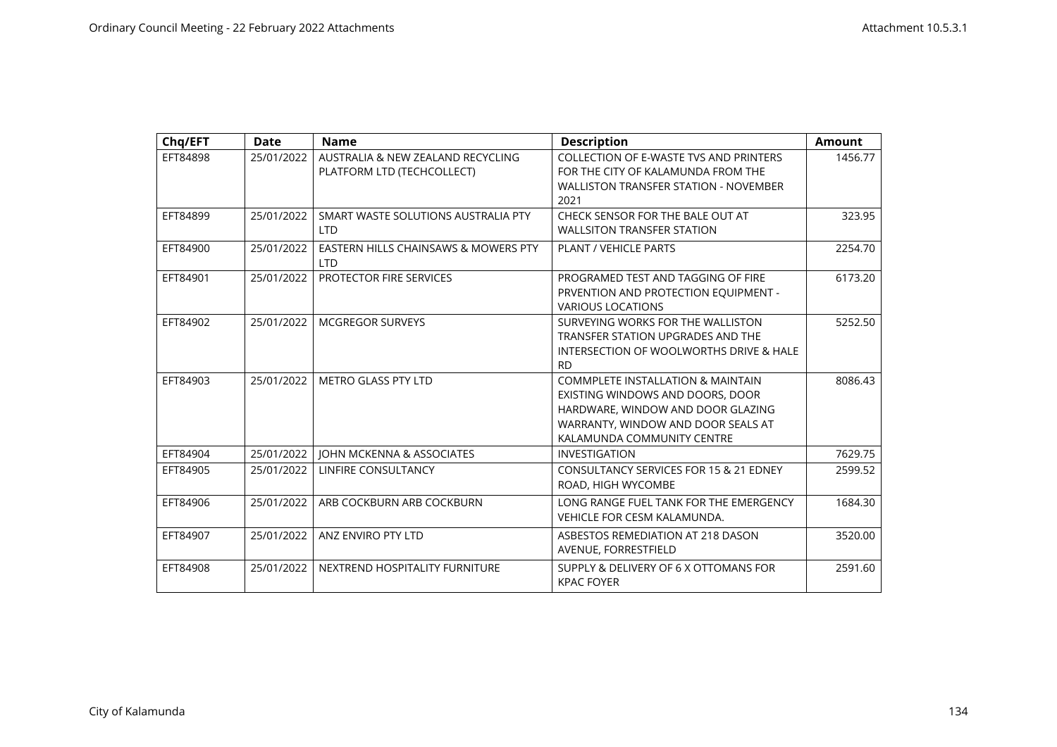| Chq/EFT | Date | Name | Description | Amount |
|---|---|---|---|---|
| EFT84898 | 25/01/2022 | AUSTRALIA & NEW ZEALAND RECYCLING PLATFORM LTD (TECHCOLLECT) | COLLECTION OF E-WASTE TVS AND PRINTERS FOR THE CITY OF KALAMUNDA FROM THE WALLISTON TRANSFER STATION - NOVEMBER 2021 | 1456.77 |
| EFT84899 | 25/01/2022 | SMART WASTE SOLUTIONS AUSTRALIA PTY LTD | CHECK SENSOR FOR THE BALE OUT AT WALLSITON TRANSFER STATION | 323.95 |
| EFT84900 | 25/01/2022 | EASTERN HILLS CHAINSAWS & MOWERS PTY LTD | PLANT / VEHICLE PARTS | 2254.70 |
| EFT84901 | 25/01/2022 | PROTECTOR FIRE SERVICES | PROGRAMED TEST AND TAGGING OF FIRE PRVENTION AND PROTECTION EQUIPMENT - VARIOUS LOCATIONS | 6173.20 |
| EFT84902 | 25/01/2022 | MCGREGOR SURVEYS | SURVEYING WORKS FOR THE WALLISTON TRANSFER STATION UPGRADES AND THE INTERSECTION OF WOOLWORTHS DRIVE & HALE RD | 5252.50 |
| EFT84903 | 25/01/2022 | METRO GLASS PTY LTD | COMMPLETE INSTALLATION & MAINTAIN EXISTING WINDOWS AND DOORS, DOOR HARDWARE, WINDOW AND DOOR GLAZING WARRANTY, WINDOW AND DOOR SEALS AT KALAMUNDA COMMUNITY CENTRE | 8086.43 |
| EFT84904 | 25/01/2022 | JOHN MCKENNA & ASSOCIATES | INVESTIGATION | 7629.75 |
| EFT84905 | 25/01/2022 | LINFIRE CONSULTANCY | CONSULTANCY SERVICES FOR 15 & 21 EDNEY ROAD, HIGH WYCOMBE | 2599.52 |
| EFT84906 | 25/01/2022 | ARB COCKBURN ARB COCKBURN | LONG RANGE FUEL TANK FOR THE EMERGENCY VEHICLE FOR CESM KALAMUNDA. | 1684.30 |
| EFT84907 | 25/01/2022 | ANZ ENVIRO PTY LTD | ASBESTOS REMEDIATION AT 218 DASON AVENUE, FORRESTFIELD | 3520.00 |
| EFT84908 | 25/01/2022 | NEXTREND HOSPITALITY FURNITURE | SUPPLY & DELIVERY OF 6 X OTTOMANS FOR KPAC FOYER | 2591.60 |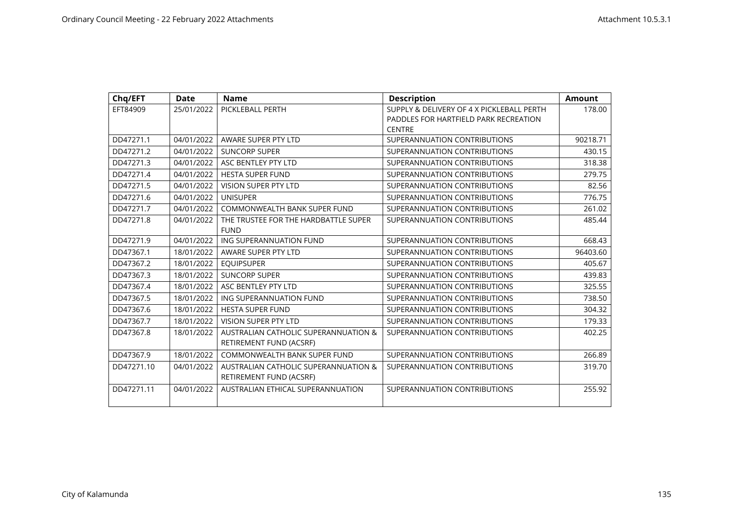| Chq/EFT | Date | Name | Description | Amount |
|---|---|---|---|---|
| EFT84909 | 25/01/2022 | PICKLEBALL PERTH | SUPPLY & DELIVERY OF 4 X PICKLEBALL PERTH PADDLES FOR HARTFIELD PARK RECREATION CENTRE | 178.00 |
| DD47271.1 | 04/01/2022 | AWARE SUPER PTY LTD | SUPERANNUATION CONTRIBUTIONS | 90218.71 |
| DD47271.2 | 04/01/2022 | SUNCORP SUPER | SUPERANNUATION CONTRIBUTIONS | 430.15 |
| DD47271.3 | 04/01/2022 | ASC BENTLEY PTY LTD | SUPERANNUATION CONTRIBUTIONS | 318.38 |
| DD47271.4 | 04/01/2022 | HESTA SUPER FUND | SUPERANNUATION CONTRIBUTIONS | 279.75 |
| DD47271.5 | 04/01/2022 | VISION SUPER PTY LTD | SUPERANNUATION CONTRIBUTIONS | 82.56 |
| DD47271.6 | 04/01/2022 | UNISUPER | SUPERANNUATION CONTRIBUTIONS | 776.75 |
| DD47271.7 | 04/01/2022 | COMMONWEALTH BANK SUPER FUND | SUPERANNUATION CONTRIBUTIONS | 261.02 |
| DD47271.8 | 04/01/2022 | THE TRUSTEE FOR THE HARDBATTLE SUPER FUND | SUPERANNUATION CONTRIBUTIONS | 485.44 |
| DD47271.9 | 04/01/2022 | ING SUPERANNUATION FUND | SUPERANNUATION CONTRIBUTIONS | 668.43 |
| DD47367.1 | 18/01/2022 | AWARE SUPER PTY LTD | SUPERANNUATION CONTRIBUTIONS | 96403.60 |
| DD47367.2 | 18/01/2022 | EQUIPSUPER | SUPERANNUATION CONTRIBUTIONS | 405.67 |
| DD47367.3 | 18/01/2022 | SUNCORP SUPER | SUPERANNUATION CONTRIBUTIONS | 439.83 |
| DD47367.4 | 18/01/2022 | ASC BENTLEY PTY LTD | SUPERANNUATION CONTRIBUTIONS | 325.55 |
| DD47367.5 | 18/01/2022 | ING SUPERANNUATION FUND | SUPERANNUATION CONTRIBUTIONS | 738.50 |
| DD47367.6 | 18/01/2022 | HESTA SUPER FUND | SUPERANNUATION CONTRIBUTIONS | 304.32 |
| DD47367.7 | 18/01/2022 | VISION SUPER PTY LTD | SUPERANNUATION CONTRIBUTIONS | 179.33 |
| DD47367.8 | 18/01/2022 | AUSTRALIAN CATHOLIC SUPERANNUATION & RETIREMENT FUND (ACSRF) | SUPERANNUATION CONTRIBUTIONS | 402.25 |
| DD47367.9 | 18/01/2022 | COMMONWEALTH BANK SUPER FUND | SUPERANNUATION CONTRIBUTIONS | 266.89 |
| DD47271.10 | 04/01/2022 | AUSTRALIAN CATHOLIC SUPERANNUATION & RETIREMENT FUND (ACSRF) | SUPERANNUATION CONTRIBUTIONS | 319.70 |
| DD47271.11 | 04/01/2022 | AUSTRALIAN ETHICAL SUPERANNUATION | SUPERANNUATION CONTRIBUTIONS | 255.92 |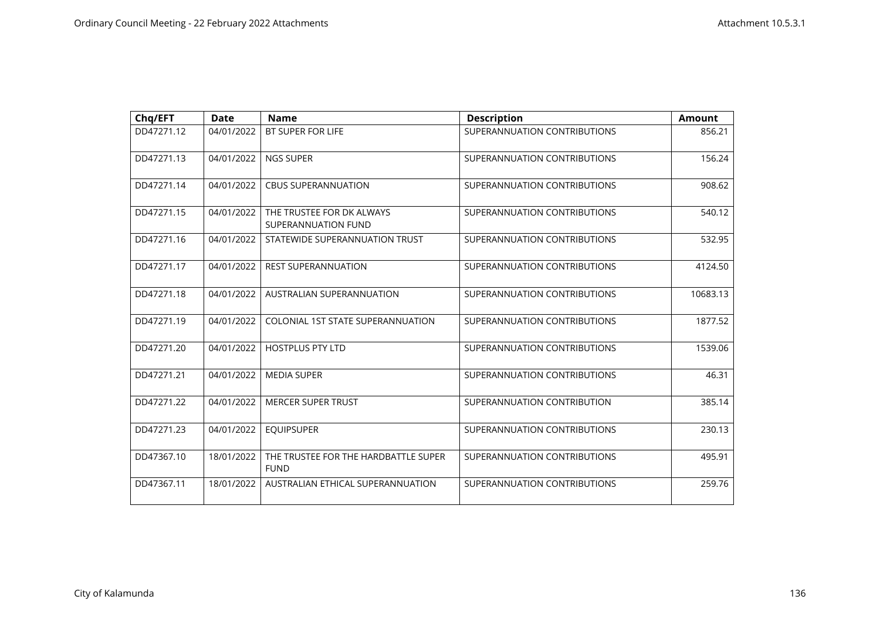| Chq/EFT | Date | Name | Description | Amount |
|---|---|---|---|---|
| DD47271.12 | 04/01/2022 | BT SUPER FOR LIFE | SUPERANNUATION CONTRIBUTIONS | 856.21 |
| DD47271.13 | 04/01/2022 | NGS SUPER | SUPERANNUATION CONTRIBUTIONS | 156.24 |
| DD47271.14 | 04/01/2022 | CBUS SUPERANNUATION | SUPERANNUATION CONTRIBUTIONS | 908.62 |
| DD47271.15 | 04/01/2022 | THE TRUSTEE FOR DK ALWAYS SUPERANNUATION FUND | SUPERANNUATION CONTRIBUTIONS | 540.12 |
| DD47271.16 | 04/01/2022 | STATEWIDE SUPERANNUATION TRUST | SUPERANNUATION CONTRIBUTIONS | 532.95 |
| DD47271.17 | 04/01/2022 | REST SUPERANNUATION | SUPERANNUATION CONTRIBUTIONS | 4124.50 |
| DD47271.18 | 04/01/2022 | AUSTRALIAN SUPERANNUATION | SUPERANNUATION CONTRIBUTIONS | 10683.13 |
| DD47271.19 | 04/01/2022 | COLONIAL 1ST STATE SUPERANNUATION | SUPERANNUATION CONTRIBUTIONS | 1877.52 |
| DD47271.20 | 04/01/2022 | HOSTPLUS PTY LTD | SUPERANNUATION CONTRIBUTIONS | 1539.06 |
| DD47271.21 | 04/01/2022 | MEDIA SUPER | SUPERANNUATION CONTRIBUTIONS | 46.31 |
| DD47271.22 | 04/01/2022 | MERCER SUPER TRUST | SUPERANNUATION CONTRIBUTION | 385.14 |
| DD47271.23 | 04/01/2022 | EQUIPSUPER | SUPERANNUATION CONTRIBUTIONS | 230.13 |
| DD47367.10 | 18/01/2022 | THE TRUSTEE FOR THE HARDBATTLE SUPER FUND | SUPERANNUATION CONTRIBUTIONS | 495.91 |
| DD47367.11 | 18/01/2022 | AUSTRALIAN ETHICAL SUPERANNUATION | SUPERANNUATION CONTRIBUTIONS | 259.76 |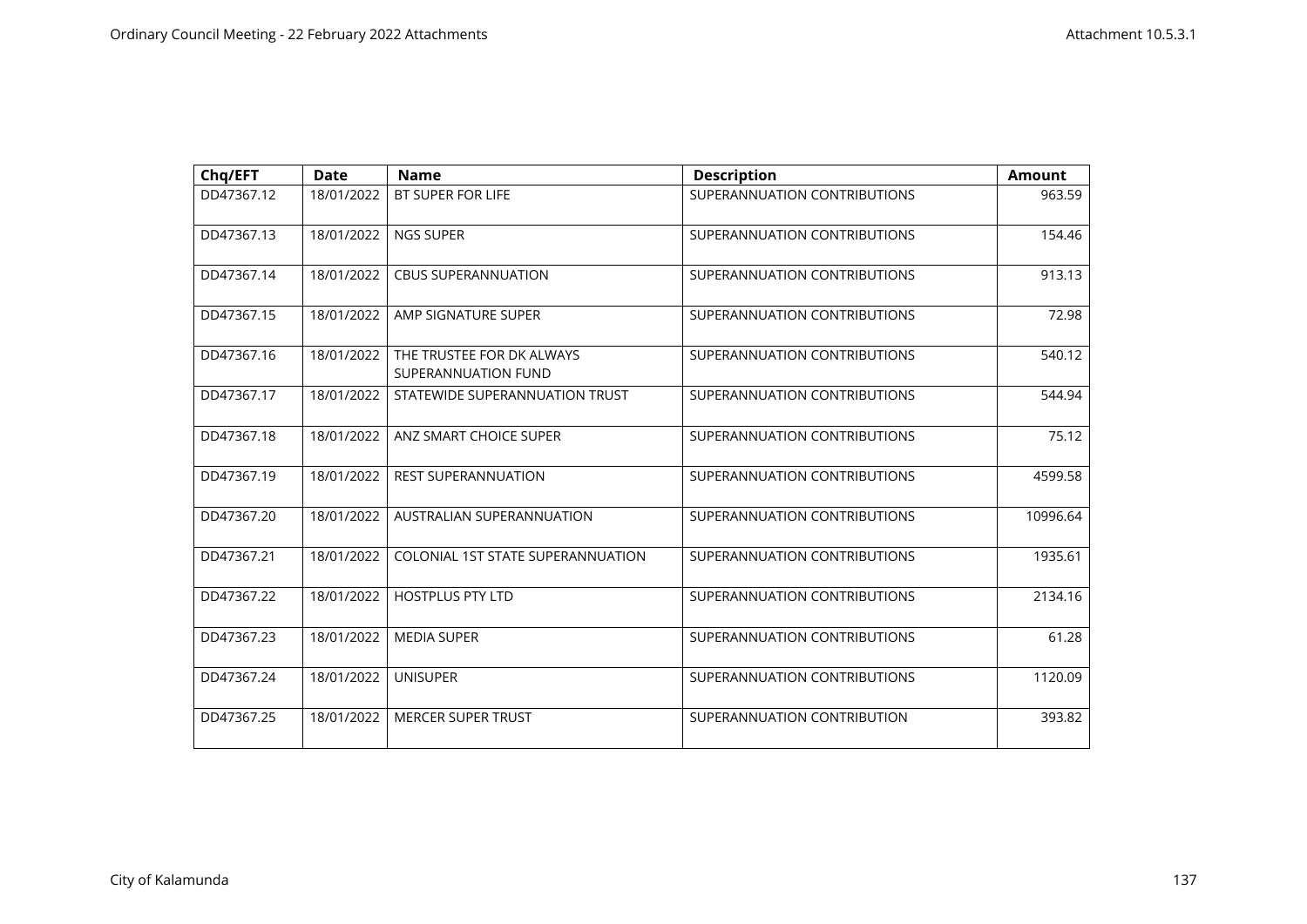| Chq/EFT | Date | Name | Description | Amount |
|---|---|---|---|---|
| DD47367.12 | 18/01/2022 | BT SUPER FOR LIFE | SUPERANNUATION CONTRIBUTIONS | 963.59 |
| DD47367.13 | 18/01/2022 | NGS SUPER | SUPERANNUATION CONTRIBUTIONS | 154.46 |
| DD47367.14 | 18/01/2022 | CBUS SUPERANNUATION | SUPERANNUATION CONTRIBUTIONS | 913.13 |
| DD47367.15 | 18/01/2022 | AMP SIGNATURE SUPER | SUPERANNUATION CONTRIBUTIONS | 72.98 |
| DD47367.16 | 18/01/2022 | THE TRUSTEE FOR DK ALWAYS SUPERANNUATION FUND | SUPERANNUATION CONTRIBUTIONS | 540.12 |
| DD47367.17 | 18/01/2022 | STATEWIDE SUPERANNUATION TRUST | SUPERANNUATION CONTRIBUTIONS | 544.94 |
| DD47367.18 | 18/01/2022 | ANZ SMART CHOICE SUPER | SUPERANNUATION CONTRIBUTIONS | 75.12 |
| DD47367.19 | 18/01/2022 | REST SUPERANNUATION | SUPERANNUATION CONTRIBUTIONS | 4599.58 |
| DD47367.20 | 18/01/2022 | AUSTRALIAN SUPERANNUATION | SUPERANNUATION CONTRIBUTIONS | 10996.64 |
| DD47367.21 | 18/01/2022 | COLONIAL 1ST STATE SUPERANNUATION | SUPERANNUATION CONTRIBUTIONS | 1935.61 |
| DD47367.22 | 18/01/2022 | HOSTPLUS PTY LTD | SUPERANNUATION CONTRIBUTIONS | 2134.16 |
| DD47367.23 | 18/01/2022 | MEDIA SUPER | SUPERANNUATION CONTRIBUTIONS | 61.28 |
| DD47367.24 | 18/01/2022 | UNISUPER | SUPERANNUATION CONTRIBUTIONS | 1120.09 |
| DD47367.25 | 18/01/2022 | MERCER SUPER TRUST | SUPERANNUATION CONTRIBUTION | 393.82 |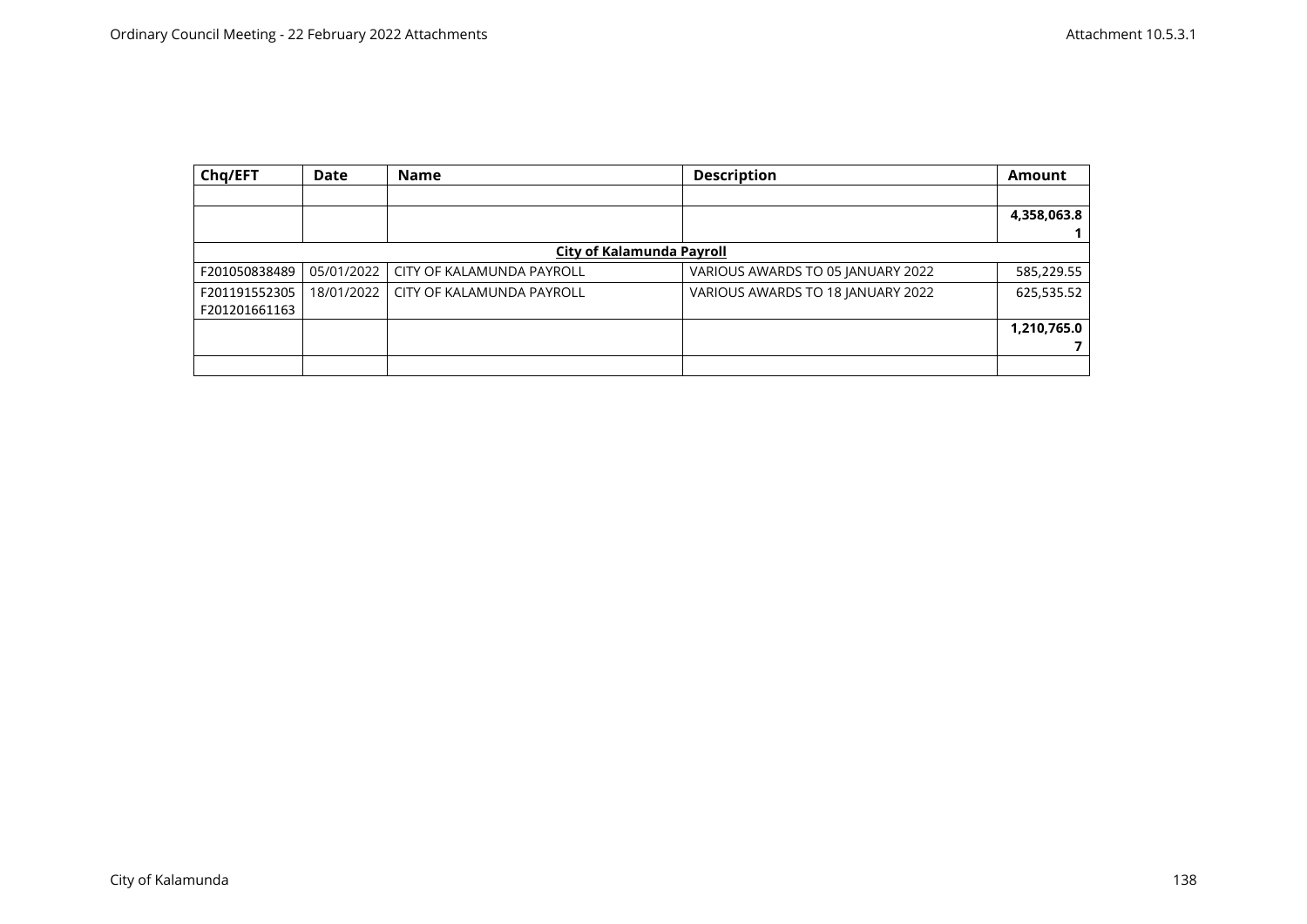| Chq/EFT | Date | Name | Description | Amount |
|---|---|---|---|---|
| | | | | |
| | | | | **4,358,063.81** |
| **City of Kalamunda Payroll** | | | | |
| F201050838489 | 05/01/2022 | CITY OF KALAMUNDA PAYROLL | VARIOUS AWARDS TO 05 JANUARY 2022 | 585,229.55 |
| F201191552305 F201201661163 | 18/01/2022 | CITY OF KALAMUNDA PAYROLL | VARIOUS AWARDS TO 18 JANUARY 2022 | 625,535.52 |
| | | | | **1,210,765.07** |
| | | | | |